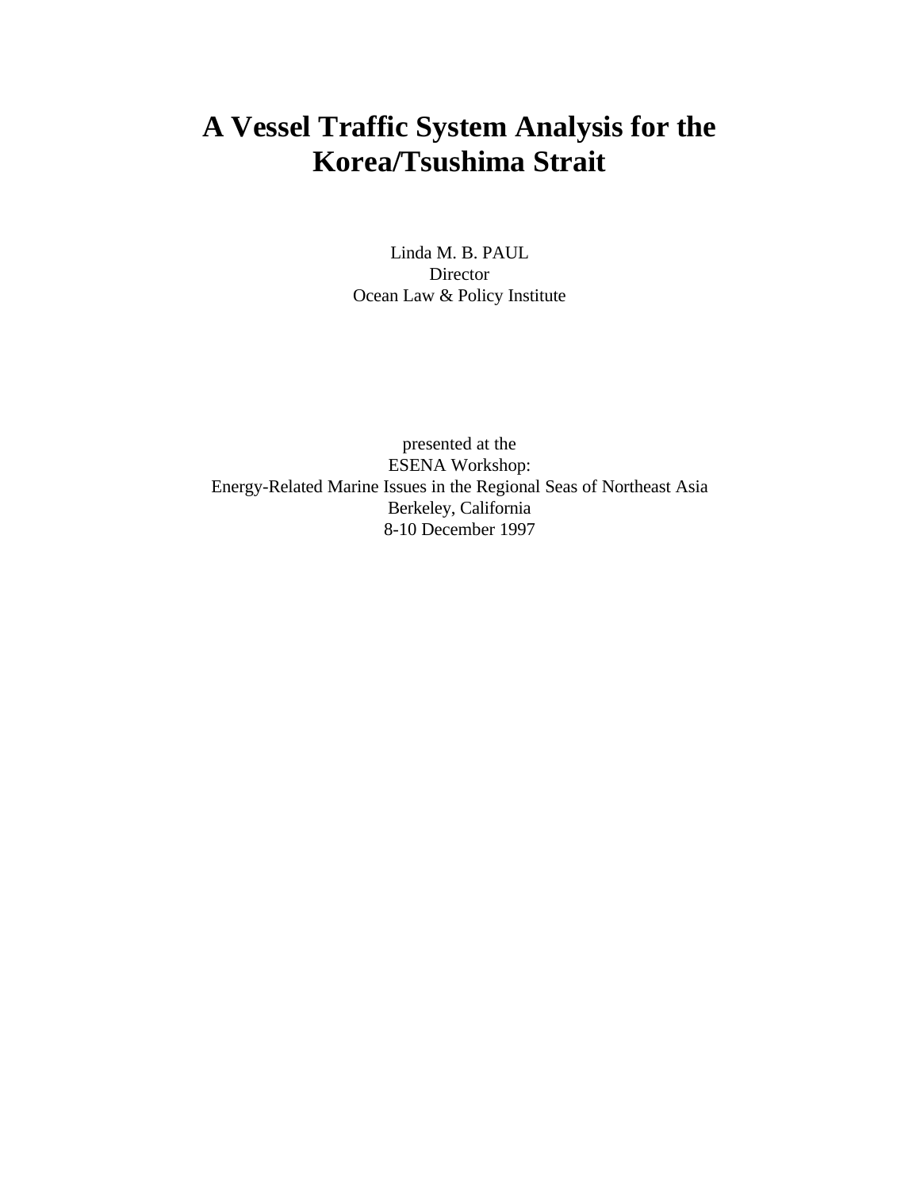# A Vessel Traffic System Analysis for the Korea/Tsushima Strait

Linda M. B. PAUL
Director
Ocean Law & Policy Institute

presented at the
ESENA Workshop:
Energy-Related Marine Issues in the Regional Seas of Northeast Asia
Berkeley, California
8-10 December 1997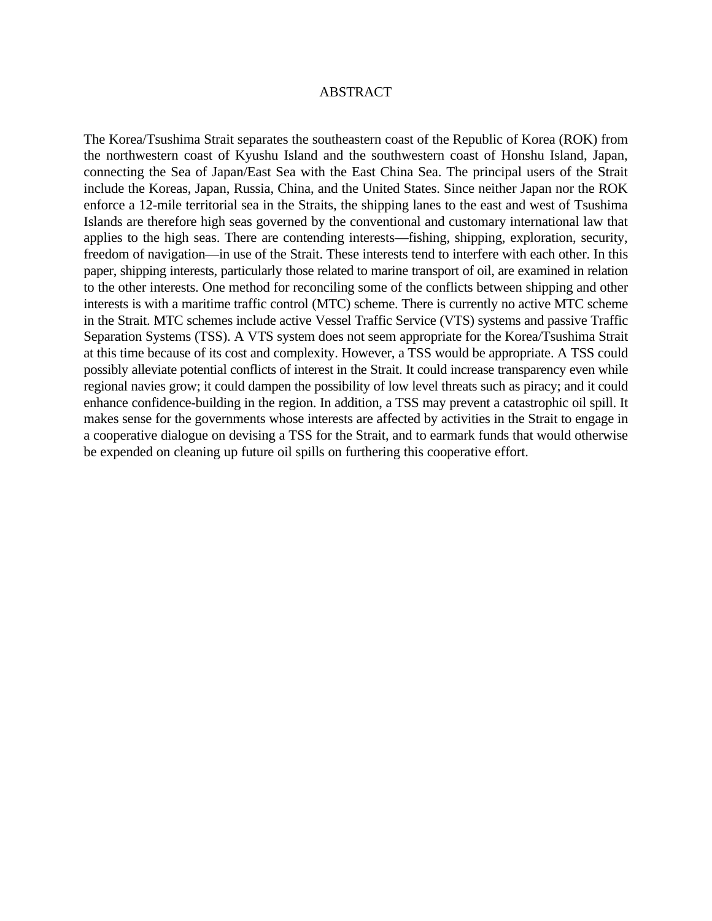# ABSTRACT

The Korea/Tsushima Strait separates the southeastern coast of the Republic of Korea (ROK) from the northwestern coast of Kyushu Island and the southwestern coast of Honshu Island, Japan, connecting the Sea of Japan/East Sea with the East China Sea. The principal users of the Strait include the Koreas, Japan, Russia, China, and the United States. Since neither Japan nor the ROK enforce a 12-mile territorial sea in the Straits, the shipping lanes to the east and west of Tsushima Islands are therefore high seas governed by the conventional and customary international law that applies to the high seas. There are contending interests—fishing, shipping, exploration, security, freedom of navigation—in use of the Strait. These interests tend to interfere with each other. In this paper, shipping interests, particularly those related to marine transport of oil, are examined in relation to the other interests. One method for reconciling some of the conflicts between shipping and other interests is with a maritime traffic control (MTC) scheme. There is currently no active MTC scheme in the Strait. MTC schemes include active Vessel Traffic Service (VTS) systems and passive Traffic Separation Systems (TSS). A VTS system does not seem appropriate for the Korea/Tsushima Strait at this time because of its cost and complexity. However, a TSS would be appropriate. A TSS could possibly alleviate potential conflicts of interest in the Strait. It could increase transparency even while regional navies grow; it could dampen the possibility of low level threats such as piracy; and it could enhance confidence-building in the region. In addition, a TSS may prevent a catastrophic oil spill. It makes sense for the governments whose interests are affected by activities in the Strait to engage in a cooperative dialogue on devising a TSS for the Strait, and to earmark funds that would otherwise be expended on cleaning up future oil spills on furthering this cooperative effort.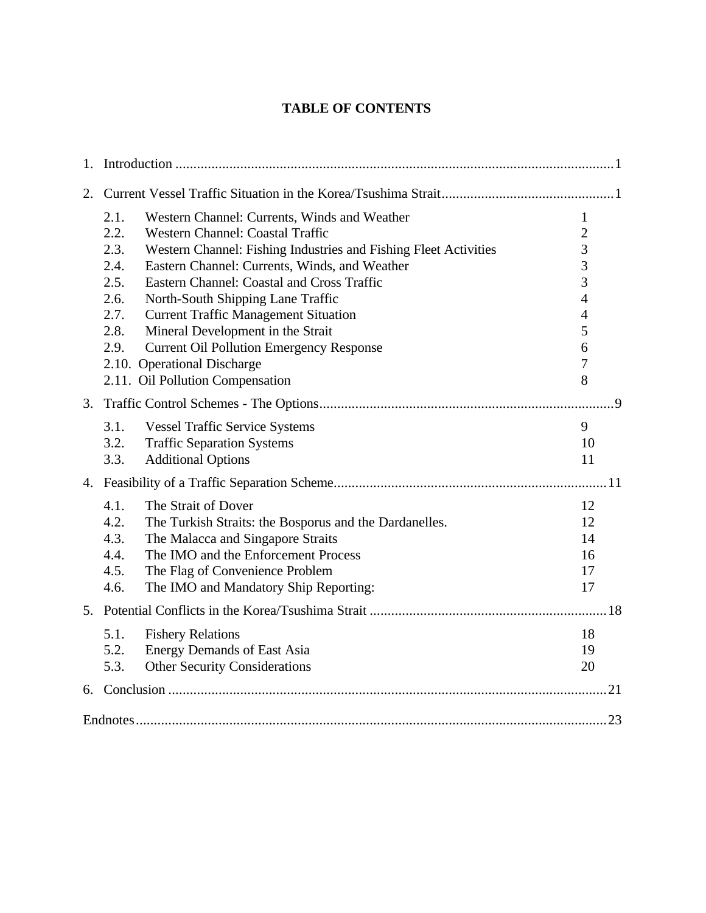# TABLE OF CONTENTS

1. Introduction ..........................................................................................................................1

2. Current Vessel Traffic Situation in the Korea/Tsushima Strait................................................1

   2.1. Western Channel: Currents, Winds and Weather 1
   2.2. Western Channel: Coastal Traffic 2
   2.3. Western Channel: Fishing Industries and Fishing Fleet Activities 3
   2.4. Eastern Channel: Currents, Winds, and Weather 3
   2.5. Eastern Channel: Coastal and Cross Traffic 3
   2.6. North-South Shipping Lane Traffic 4
   2.7. Current Traffic Management Situation 4
   2.8. Mineral Development in the Strait 5
   2.9. Current Oil Pollution Emergency Response 6
   2.10. Operational Discharge 7
   2.11. Oil Pollution Compensation 8

3. Traffic Control Schemes - The Options..................................................................................9

   3.1. Vessel Traffic Service Systems 9
   3.2. Traffic Separation Systems 10
   3.3. Additional Options 11

4. Feasibility of a Traffic Separation Scheme...........................................................................11

   4.1. The Strait of Dover 12
   4.2. The Turkish Straits: the Bosporus and the Dardanelles. 12
   4.3. The Malacca and Singapore Straits 14
   4.4. The IMO and the Enforcement Process 16
   4.5. The Flag of Convenience Problem 17
   4.6. The IMO and Mandatory Ship Reporting: 17

5. Potential Conflicts in the Korea/Tsushima Strait .................................................................18

   5.1. Fishery Relations 18
   5.2. Energy Demands of East Asia 19
   5.3. Other Security Considerations 20

6. Conclusion ..........................................................................................................................21

Endnotes..................................................................................................................................23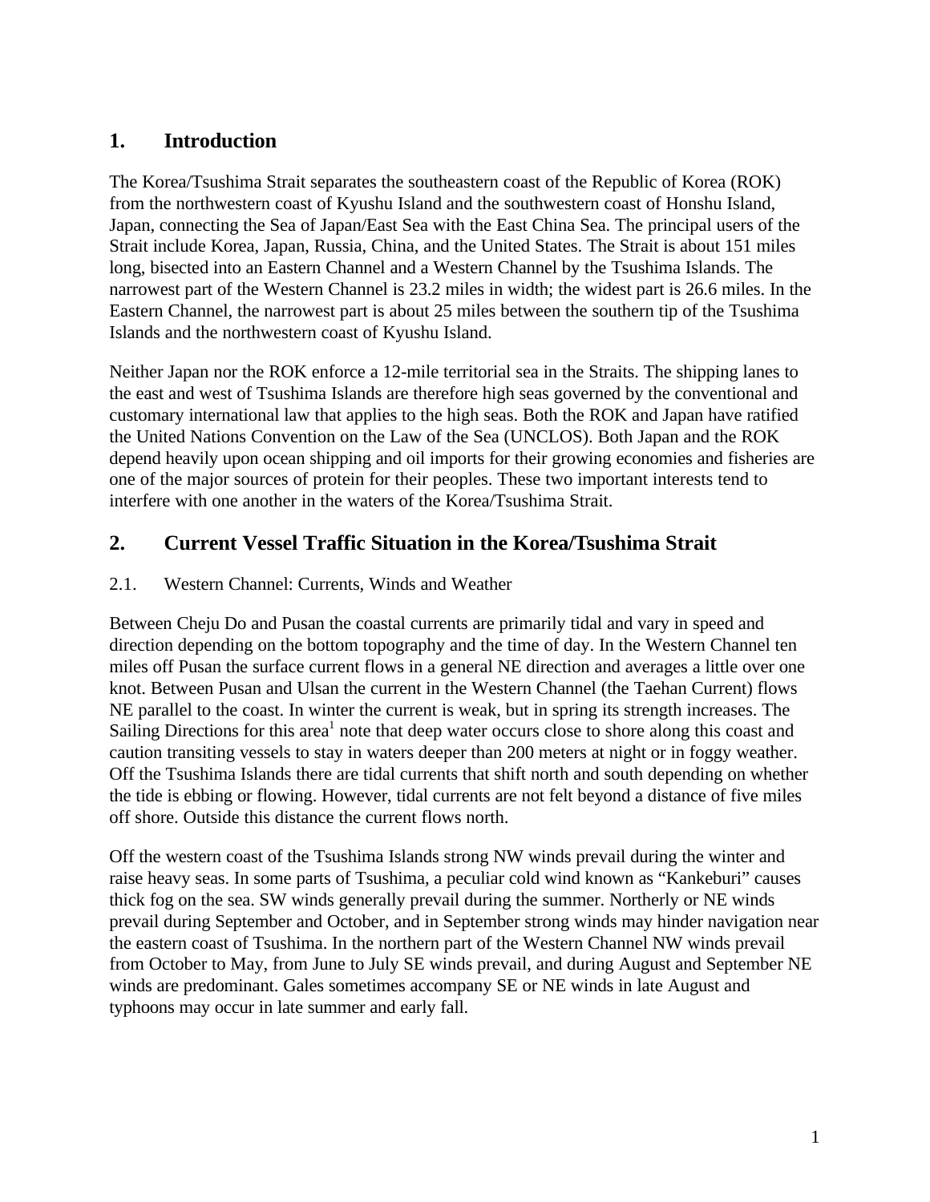# 1. Introduction

The Korea/Tsushima Strait separates the southeastern coast of the Republic of Korea (ROK) from the northwestern coast of Kyushu Island and the southwestern coast of Honshu Island, Japan, connecting the Sea of Japan/East Sea with the East China Sea. The principal users of the Strait include Korea, Japan, Russia, China, and the United States. The Strait is about 151 miles long, bisected into an Eastern Channel and a Western Channel by the Tsushima Islands. The narrowest part of the Western Channel is 23.2 miles in width; the widest part is 26.6 miles. In the Eastern Channel, the narrowest part is about 25 miles between the southern tip of the Tsushima Islands and the northwestern coast of Kyushu Island.

Neither Japan nor the ROK enforce a 12-mile territorial sea in the Straits. The shipping lanes to the east and west of Tsushima Islands are therefore high seas governed by the conventional and customary international law that applies to the high seas. Both the ROK and Japan have ratified the United Nations Convention on the Law of the Sea (UNCLOS). Both Japan and the ROK depend heavily upon ocean shipping and oil imports for their growing economies and fisheries are one of the major sources of protein for their peoples. These two important interests tend to interfere with one another in the waters of the Korea/Tsushima Strait.

# 2. Current Vessel Traffic Situation in the Korea/Tsushima Strait

## 2.1. Western Channel: Currents, Winds and Weather

Between Cheju Do and Pusan the coastal currents are primarily tidal and vary in speed and direction depending on the bottom topography and the time of day. In the Western Channel ten miles off Pusan the surface current flows in a general NE direction and averages a little over one knot. Between Pusan and Ulsan the current in the Western Channel (the Taehan Current) flows NE parallel to the coast. In winter the current is weak, but in spring its strength increases. The Sailing Directions for this area[1] note that deep water occurs close to shore along this coast and caution transiting vessels to stay in waters deeper than 200 meters at night or in foggy weather. Off the Tsushima Islands there are tidal currents that shift north and south depending on whether the tide is ebbing or flowing. However, tidal currents are not felt beyond a distance of five miles off shore. Outside this distance the current flows north.

Off the western coast of the Tsushima Islands strong NW winds prevail during the winter and raise heavy seas. In some parts of Tsushima, a peculiar cold wind known as "Kankeburi" causes thick fog on the sea. SW winds generally prevail during the summer. Northerly or NE winds prevail during September and October, and in September strong winds may hinder navigation near the eastern coast of Tsushima. In the northern part of the Western Channel NW winds prevail from October to May, from June to July SE winds prevail, and during August and September NE winds are predominant. Gales sometimes accompany SE or NE winds in late August and typhoons may occur in late summer and early fall.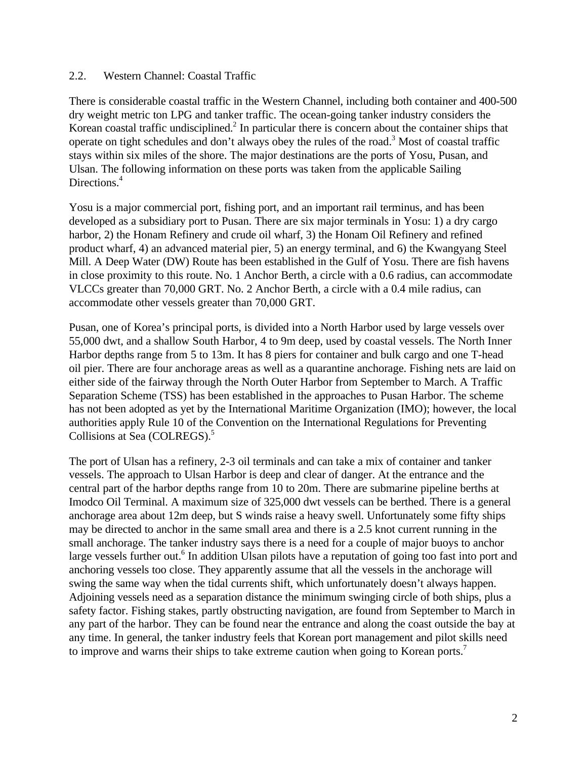## 2.2. Western Channel: Coastal Traffic

There is considerable coastal traffic in the Western Channel, including both container and 400-500 dry weight metric ton LPG and tanker traffic. The ocean-going tanker industry considers the Korean coastal traffic undisciplined.[2] In particular there is concern about the container ships that operate on tight schedules and don't always obey the rules of the road.[3] Most of coastal traffic stays within six miles of the shore. The major destinations are the ports of Yosu, Pusan, and Ulsan. The following information on these ports was taken from the applicable Sailing Directions.[4]

Yosu is a major commercial port, fishing port, and an important rail terminus, and has been developed as a subsidiary port to Pusan. There are six major terminals in Yosu: 1) a dry cargo harbor, 2) the Honam Refinery and crude oil wharf, 3) the Honam Oil Refinery and refined product wharf, 4) an advanced material pier, 5) an energy terminal, and 6) the Kwangyang Steel Mill. A Deep Water (DW) Route has been established in the Gulf of Yosu. There are fish havens in close proximity to this route. No. 1 Anchor Berth, a circle with a 0.6 radius, can accommodate VLCCs greater than 70,000 GRT. No. 2 Anchor Berth, a circle with a 0.4 mile radius, can accommodate other vessels greater than 70,000 GRT.

Pusan, one of Korea's principal ports, is divided into a North Harbor used by large vessels over 55,000 dwt, and a shallow South Harbor, 4 to 9m deep, used by coastal vessels. The North Inner Harbor depths range from 5 to 13m. It has 8 piers for container and bulk cargo and one T-head oil pier. There are four anchorage areas as well as a quarantine anchorage. Fishing nets are laid on either side of the fairway through the North Outer Harbor from September to March. A Traffic Separation Scheme (TSS) has been established in the approaches to Pusan Harbor. The scheme has not been adopted as yet by the International Maritime Organization (IMO); however, the local authorities apply Rule 10 of the Convention on the International Regulations for Preventing Collisions at Sea (COLREGS).[5]

The port of Ulsan has a refinery, 2-3 oil terminals and can take a mix of container and tanker vessels. The approach to Ulsan Harbor is deep and clear of danger. At the entrance and the central part of the harbor depths range from 10 to 20m. There are submarine pipeline berths at Imodco Oil Terminal. A maximum size of 325,000 dwt vessels can be berthed. There is a general anchorage area about 12m deep, but S winds raise a heavy swell. Unfortunately some fifty ships may be directed to anchor in the same small area and there is a 2.5 knot current running in the small anchorage. The tanker industry says there is a need for a couple of major buoys to anchor large vessels further out.[6] In addition Ulsan pilots have a reputation of going too fast into port and anchoring vessels too close. They apparently assume that all the vessels in the anchorage will swing the same way when the tidal currents shift, which unfortunately doesn't always happen. Adjoining vessels need as a separation distance the minimum swinging circle of both ships, plus a safety factor. Fishing stakes, partly obstructing navigation, are found from September to March in any part of the harbor. They can be found near the entrance and along the coast outside the bay at any time. In general, the tanker industry feels that Korean port management and pilot skills need to improve and warns their ships to take extreme caution when going to Korean ports.[7]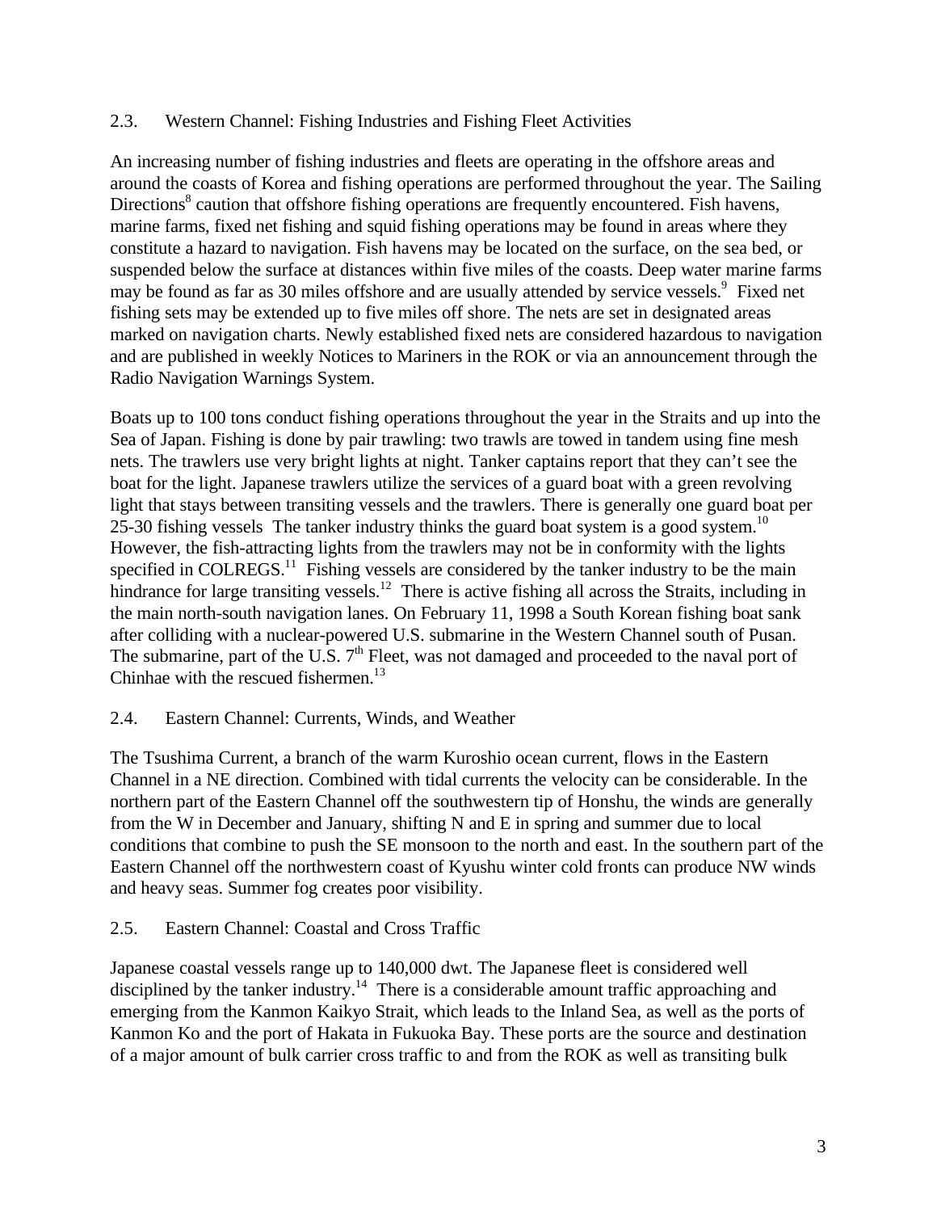## 2.3. Western Channel: Fishing Industries and Fishing Fleet Activities

An increasing number of fishing industries and fleets are operating in the offshore areas and around the coasts of Korea and fishing operations are performed throughout the year. The Sailing Directions[8] caution that offshore fishing operations are frequently encountered. Fish havens, marine farms, fixed net fishing and squid fishing operations may be found in areas where they constitute a hazard to navigation. Fish havens may be located on the surface, on the sea bed, or suspended below the surface at distances within five miles of the coasts. Deep water marine farms may be found as far as 30 miles offshore and are usually attended by service vessels.[9] Fixed net fishing sets may be extended up to five miles off shore. The nets are set in designated areas marked on navigation charts. Newly established fixed nets are considered hazardous to navigation and are published in weekly Notices to Mariners in the ROK or via an announcement through the Radio Navigation Warnings System.

Boats up to 100 tons conduct fishing operations throughout the year in the Straits and up into the Sea of Japan. Fishing is done by pair trawling: two trawls are towed in tandem using fine mesh nets. The trawlers use very bright lights at night. Tanker captains report that they can't see the boat for the light. Japanese trawlers utilize the services of a guard boat with a green revolving light that stays between transiting vessels and the trawlers. There is generally one guard boat per 25-30 fishing vessels The tanker industry thinks the guard boat system is a good system.[10] However, the fish-attracting lights from the trawlers may not be in conformity with the lights specified in COLREGS.[11] Fishing vessels are considered by the tanker industry to be the main hindrance for large transiting vessels.[12] There is active fishing all across the Straits, including in the main north-south navigation lanes. On February 11, 1998 a South Korean fishing boat sank after colliding with a nuclear-powered U.S. submarine in the Western Channel south of Pusan. The submarine, part of the U.S. 7th Fleet, was not damaged and proceeded to the naval port of Chinhae with the rescued fishermen.[13]

## 2.4. Eastern Channel: Currents, Winds, and Weather

The Tsushima Current, a branch of the warm Kuroshio ocean current, flows in the Eastern Channel in a NE direction. Combined with tidal currents the velocity can be considerable. In the northern part of the Eastern Channel off the southwestern tip of Honshu, the winds are generally from the W in December and January, shifting N and E in spring and summer due to local conditions that combine to push the SE monsoon to the north and east. In the southern part of the Eastern Channel off the northwestern coast of Kyushu winter cold fronts can produce NW winds and heavy seas. Summer fog creates poor visibility.

## 2.5. Eastern Channel: Coastal and Cross Traffic

Japanese coastal vessels range up to 140,000 dwt. The Japanese fleet is considered well disciplined by the tanker industry.[14] There is a considerable amount traffic approaching and emerging from the Kanmon Kaikyo Strait, which leads to the Inland Sea, as well as the ports of Kanmon Ko and the port of Hakata in Fukuoka Bay. These ports are the source and destination of a major amount of bulk carrier cross traffic to and from the ROK as well as transiting bulk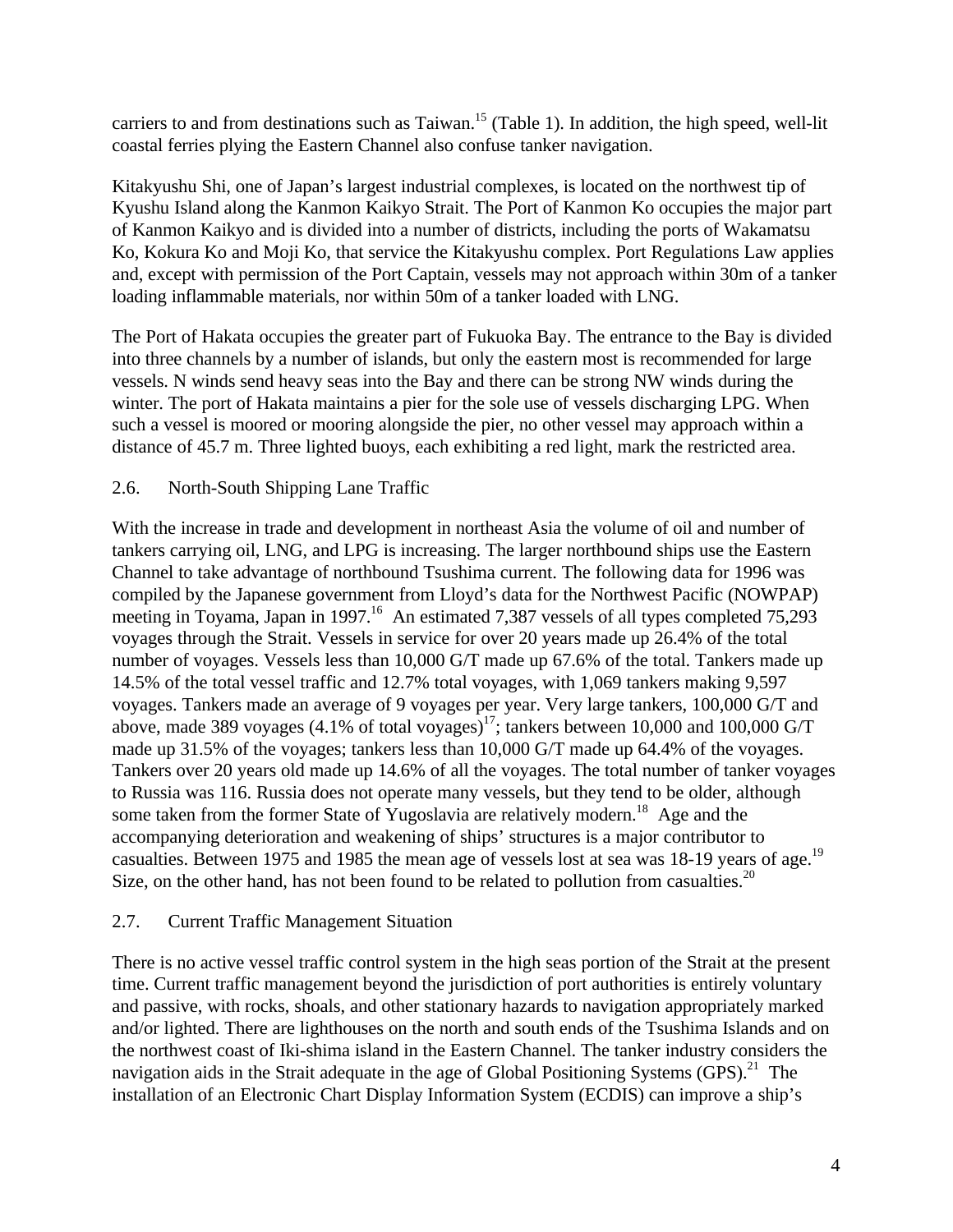carriers to and from destinations such as Taiwan.[15] (Table 1). In addition, the high speed, well-lit coastal ferries plying the Eastern Channel also confuse tanker navigation.

Kitakyushu Shi, one of Japan's largest industrial complexes, is located on the northwest tip of Kyushu Island along the Kanmon Kaikyo Strait. The Port of Kanmon Ko occupies the major part of Kanmon Kaikyo and is divided into a number of districts, including the ports of Wakamatsu Ko, Kokura Ko and Moji Ko, that service the Kitakyushu complex. Port Regulations Law applies and, except with permission of the Port Captain, vessels may not approach within 30m of a tanker loading inflammable materials, nor within 50m of a tanker loaded with LNG.

The Port of Hakata occupies the greater part of Fukuoka Bay. The entrance to the Bay is divided into three channels by a number of islands, but only the eastern most is recommended for large vessels. N winds send heavy seas into the Bay and there can be strong NW winds during the winter. The port of Hakata maintains a pier for the sole use of vessels discharging LPG. When such a vessel is moored or mooring alongside the pier, no other vessel may approach within a distance of 45.7 m. Three lighted buoys, each exhibiting a red light, mark the restricted area.

## 2.6. North-South Shipping Lane Traffic

With the increase in trade and development in northeast Asia the volume of oil and number of tankers carrying oil, LNG, and LPG is increasing. The larger northbound ships use the Eastern Channel to take advantage of northbound Tsushima current. The following data for 1996 was compiled by the Japanese government from Lloyd's data for the Northwest Pacific (NOWPAP) meeting in Toyama, Japan in 1997.[16] An estimated 7,387 vessels of all types completed 75,293 voyages through the Strait. Vessels in service for over 20 years made up 26.4% of the total number of voyages. Vessels less than 10,000 G/T made up 67.6% of the total. Tankers made up 14.5% of the total vessel traffic and 12.7% total voyages, with 1,069 tankers making 9,597 voyages. Tankers made an average of 9 voyages per year. Very large tankers, 100,000 G/T and above, made 389 voyages (4.1% of total voyages)[17]; tankers between 10,000 and 100,000 G/T made up 31.5% of the voyages; tankers less than 10,000 G/T made up 64.4% of the voyages. Tankers over 20 years old made up 14.6% of all the voyages. The total number of tanker voyages to Russia was 116. Russia does not operate many vessels, but they tend to be older, although some taken from the former State of Yugoslavia are relatively modern.[18] Age and the accompanying deterioration and weakening of ships' structures is a major contributor to casualties. Between 1975 and 1985 the mean age of vessels lost at sea was 18-19 years of age.[19] Size, on the other hand, has not been found to be related to pollution from casualties.[20]

## 2.7. Current Traffic Management Situation

There is no active vessel traffic control system in the high seas portion of the Strait at the present time. Current traffic management beyond the jurisdiction of port authorities is entirely voluntary and passive, with rocks, shoals, and other stationary hazards to navigation appropriately marked and/or lighted. There are lighthouses on the north and south ends of the Tsushima Islands and on the northwest coast of Iki-shima island in the Eastern Channel. The tanker industry considers the navigation aids in the Strait adequate in the age of Global Positioning Systems (GPS).[21] The installation of an Electronic Chart Display Information System (ECDIS) can improve a ship's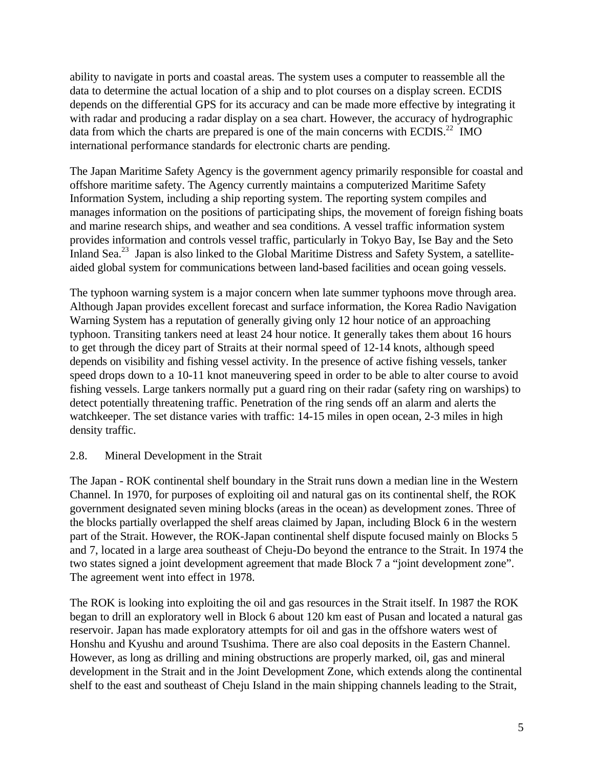ability to navigate in ports and coastal areas. The system uses a computer to reassemble all the data to determine the actual location of a ship and to plot courses on a display screen. ECDIS depends on the differential GPS for its accuracy and can be made more effective by integrating it with radar and producing a radar display on a sea chart. However, the accuracy of hydrographic data from which the charts are prepared is one of the main concerns with ECDIS.[22] IMO international performance standards for electronic charts are pending.

The Japan Maritime Safety Agency is the government agency primarily responsible for coastal and offshore maritime safety. The Agency currently maintains a computerized Maritime Safety Information System, including a ship reporting system. The reporting system compiles and manages information on the positions of participating ships, the movement of foreign fishing boats and marine research ships, and weather and sea conditions. A vessel traffic information system provides information and controls vessel traffic, particularly in Tokyo Bay, Ise Bay and the Seto Inland Sea.[23] Japan is also linked to the Global Maritime Distress and Safety System, a satellite-aided global system for communications between land-based facilities and ocean going vessels.

The typhoon warning system is a major concern when late summer typhoons move through area. Although Japan provides excellent forecast and surface information, the Korea Radio Navigation Warning System has a reputation of generally giving only 12 hour notice of an approaching typhoon. Transiting tankers need at least 24 hour notice. It generally takes them about 16 hours to get through the dicey part of Straits at their normal speed of 12-14 knots, although speed depends on visibility and fishing vessel activity. In the presence of active fishing vessels, tanker speed drops down to a 10-11 knot maneuvering speed in order to be able to alter course to avoid fishing vessels. Large tankers normally put a guard ring on their radar (safety ring on warships) to detect potentially threatening traffic. Penetration of the ring sends off an alarm and alerts the watchkeeper. The set distance varies with traffic: 14-15 miles in open ocean, 2-3 miles in high density traffic.

## 2.8. Mineral Development in the Strait

The Japan - ROK continental shelf boundary in the Strait runs down a median line in the Western Channel. In 1970, for purposes of exploiting oil and natural gas on its continental shelf, the ROK government designated seven mining blocks (areas in the ocean) as development zones. Three of the blocks partially overlapped the shelf areas claimed by Japan, including Block 6 in the western part of the Strait. However, the ROK-Japan continental shelf dispute focused mainly on Blocks 5 and 7, located in a large area southeast of Cheju-Do beyond the entrance to the Strait. In 1974 the two states signed a joint development agreement that made Block 7 a "joint development zone". The agreement went into effect in 1978.

The ROK is looking into exploiting the oil and gas resources in the Strait itself. In 1987 the ROK began to drill an exploratory well in Block 6 about 120 km east of Pusan and located a natural gas reservoir. Japan has made exploratory attempts for oil and gas in the offshore waters west of Honshu and Kyushu and around Tsushima. There are also coal deposits in the Eastern Channel. However, as long as drilling and mining obstructions are properly marked, oil, gas and mineral development in the Strait and in the Joint Development Zone, which extends along the continental shelf to the east and southeast of Cheju Island in the main shipping channels leading to the Strait,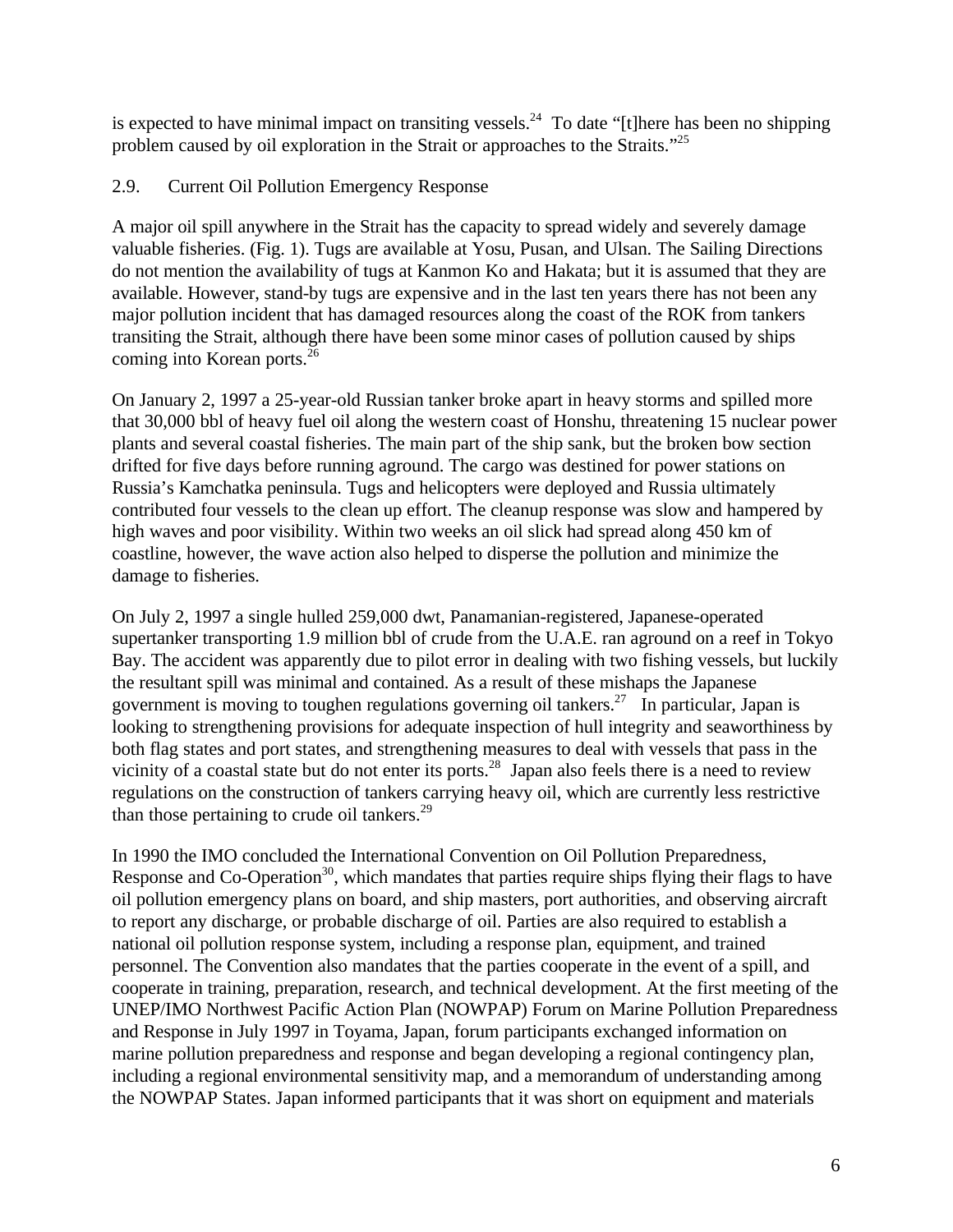is expected to have minimal impact on transiting vessels.[24] To date "[t]here has been no shipping problem caused by oil exploration in the Strait or approaches to the Straits."[25]

## 2.9. Current Oil Pollution Emergency Response

A major oil spill anywhere in the Strait has the capacity to spread widely and severely damage valuable fisheries. (Fig. 1). Tugs are available at Yosu, Pusan, and Ulsan. The Sailing Directions do not mention the availability of tugs at Kanmon Ko and Hakata; but it is assumed that they are available. However, stand-by tugs are expensive and in the last ten years there has not been any major pollution incident that has damaged resources along the coast of the ROK from tankers transiting the Strait, although there have been some minor cases of pollution caused by ships coming into Korean ports.[26]

On January 2, 1997 a 25-year-old Russian tanker broke apart in heavy storms and spilled more that 30,000 bbl of heavy fuel oil along the western coast of Honshu, threatening 15 nuclear power plants and several coastal fisheries. The main part of the ship sank, but the broken bow section drifted for five days before running aground. The cargo was destined for power stations on Russia's Kamchatka peninsula. Tugs and helicopters were deployed and Russia ultimately contributed four vessels to the clean up effort. The cleanup response was slow and hampered by high waves and poor visibility. Within two weeks an oil slick had spread along 450 km of coastline, however, the wave action also helped to disperse the pollution and minimize the damage to fisheries.

On July 2, 1997 a single hulled 259,000 dwt, Panamanian-registered, Japanese-operated supertanker transporting 1.9 million bbl of crude from the U.A.E. ran aground on a reef in Tokyo Bay. The accident was apparently due to pilot error in dealing with two fishing vessels, but luckily the resultant spill was minimal and contained. As a result of these mishaps the Japanese government is moving to toughen regulations governing oil tankers.[27] In particular, Japan is looking to strengthening provisions for adequate inspection of hull integrity and seaworthiness by both flag states and port states, and strengthening measures to deal with vessels that pass in the vicinity of a coastal state but do not enter its ports.[28] Japan also feels there is a need to review regulations on the construction of tankers carrying heavy oil, which are currently less restrictive than those pertaining to crude oil tankers.[29]

In 1990 the IMO concluded the International Convention on Oil Pollution Preparedness, Response and Co-Operation[30], which mandates that parties require ships flying their flags to have oil pollution emergency plans on board, and ship masters, port authorities, and observing aircraft to report any discharge, or probable discharge of oil. Parties are also required to establish a national oil pollution response system, including a response plan, equipment, and trained personnel. The Convention also mandates that the parties cooperate in the event of a spill, and cooperate in training, preparation, research, and technical development. At the first meeting of the UNEP/IMO Northwest Pacific Action Plan (NOWPAP) Forum on Marine Pollution Preparedness and Response in July 1997 in Toyama, Japan, forum participants exchanged information on marine pollution preparedness and response and began developing a regional contingency plan, including a regional environmental sensitivity map, and a memorandum of understanding among the NOWPAP States. Japan informed participants that it was short on equipment and materials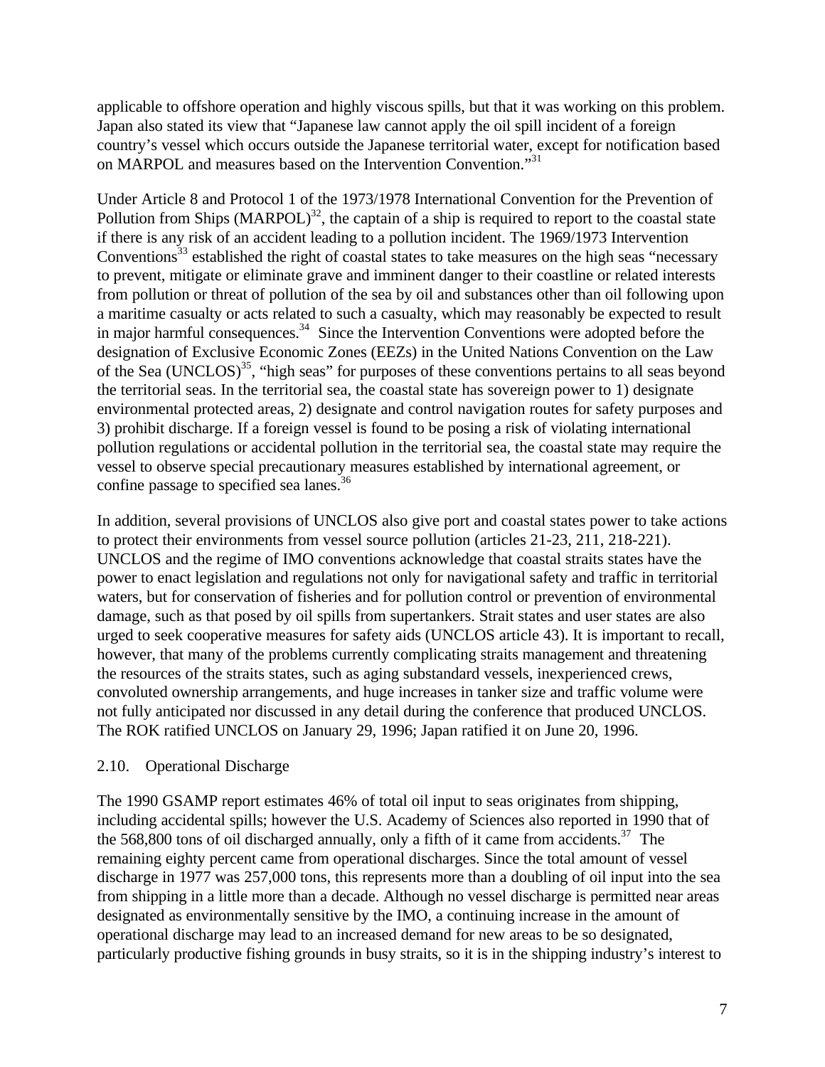applicable to offshore operation and highly viscous spills, but that it was working on this problem. Japan also stated its view that "Japanese law cannot apply the oil spill incident of a foreign country's vessel which occurs outside the Japanese territorial water, except for notification based on MARPOL and measures based on the Intervention Convention."[31]

Under Article 8 and Protocol 1 of the 1973/1978 International Convention for the Prevention of Pollution from Ships (MARPOL)[32], the captain of a ship is required to report to the coastal state if there is any risk of an accident leading to a pollution incident. The 1969/1973 Intervention Conventions[33] established the right of coastal states to take measures on the high seas "necessary to prevent, mitigate or eliminate grave and imminent danger to their coastline or related interests from pollution or threat of pollution of the sea by oil and substances other than oil following upon a maritime casualty or acts related to such a casualty, which may reasonably be expected to result in major harmful consequences.[34] Since the Intervention Conventions were adopted before the designation of Exclusive Economic Zones (EEZs) in the United Nations Convention on the Law of the Sea (UNCLOS)[35], "high seas" for purposes of these conventions pertains to all seas beyond the territorial seas. In the territorial sea, the coastal state has sovereign power to 1) designate environmental protected areas, 2) designate and control navigation routes for safety purposes and 3) prohibit discharge. If a foreign vessel is found to be posing a risk of violating international pollution regulations or accidental pollution in the territorial sea, the coastal state may require the vessel to observe special precautionary measures established by international agreement, or confine passage to specified sea lanes.[36]

In addition, several provisions of UNCLOS also give port and coastal states power to take actions to protect their environments from vessel source pollution (articles 21-23, 211, 218-221). UNCLOS and the regime of IMO conventions acknowledge that coastal straits states have the power to enact legislation and regulations not only for navigational safety and traffic in territorial waters, but for conservation of fisheries and for pollution control or prevention of environmental damage, such as that posed by oil spills from supertankers. Strait states and user states are also urged to seek cooperative measures for safety aids (UNCLOS article 43). It is important to recall, however, that many of the problems currently complicating straits management and threatening the resources of the straits states, such as aging substandard vessels, inexperienced crews, convoluted ownership arrangements, and huge increases in tanker size and traffic volume were not fully anticipated nor discussed in any detail during the conference that produced UNCLOS. The ROK ratified UNCLOS on January 29, 1996; Japan ratified it on June 20, 1996.

### 2.10. Operational Discharge

The 1990 GSAMP report estimates 46% of total oil input to seas originates from shipping, including accidental spills; however the U.S. Academy of Sciences also reported in 1990 that of the 568,800 tons of oil discharged annually, only a fifth of it came from accidents.[37] The remaining eighty percent came from operational discharges. Since the total amount of vessel discharge in 1977 was 257,000 tons, this represents more than a doubling of oil input into the sea from shipping in a little more than a decade. Although no vessel discharge is permitted near areas designated as environmentally sensitive by the IMO, a continuing increase in the amount of operational discharge may lead to an increased demand for new areas to be so designated, particularly productive fishing grounds in busy straits, so it is in the shipping industry's interest to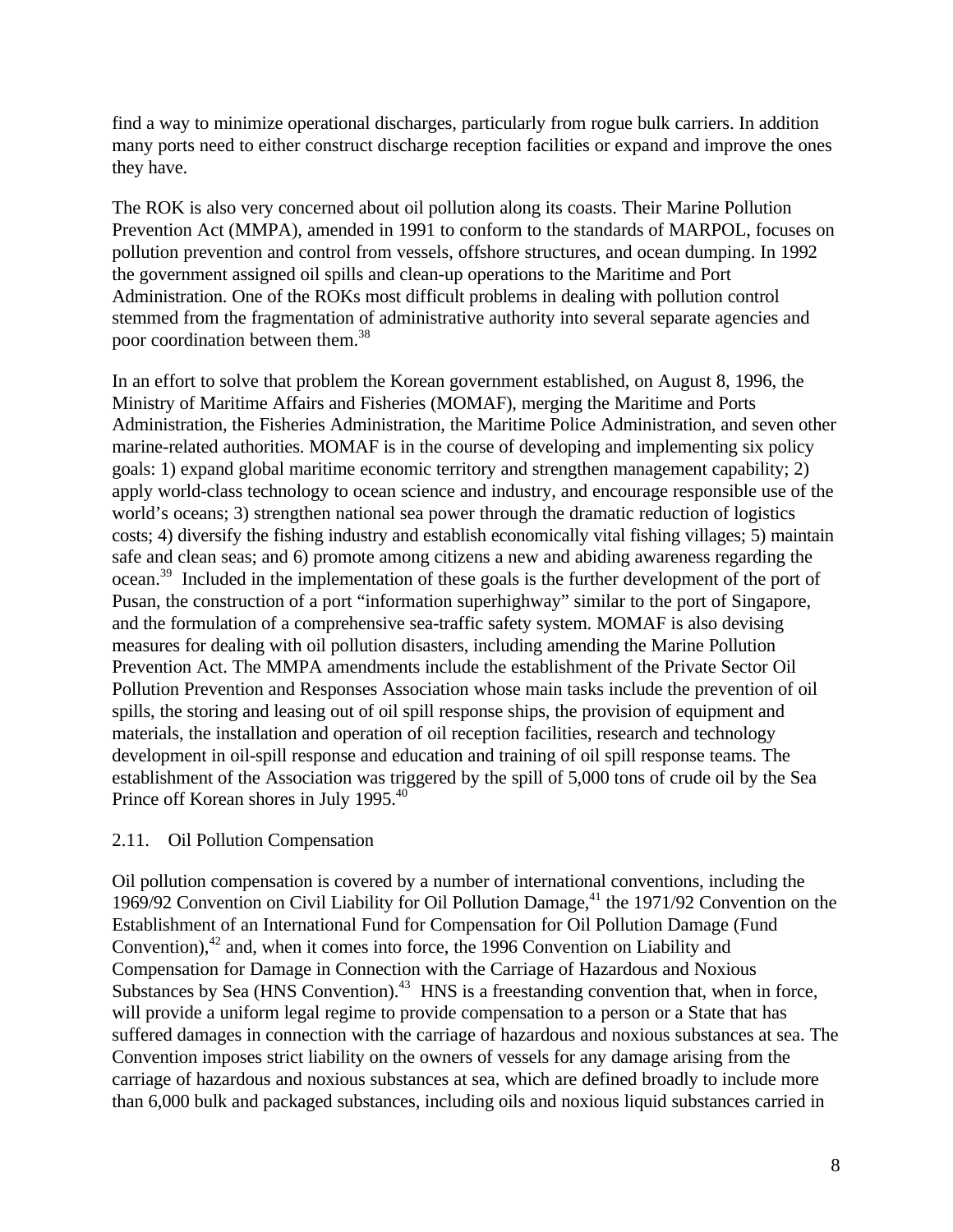find a way to minimize operational discharges, particularly from rogue bulk carriers. In addition many ports need to either construct discharge reception facilities or expand and improve the ones they have.

The ROK is also very concerned about oil pollution along its coasts. Their Marine Pollution Prevention Act (MMPA), amended in 1991 to conform to the standards of MARPOL, focuses on pollution prevention and control from vessels, offshore structures, and ocean dumping. In 1992 the government assigned oil spills and clean-up operations to the Maritime and Port Administration. One of the ROKs most difficult problems in dealing with pollution control stemmed from the fragmentation of administrative authority into several separate agencies and poor coordination between them.[38]

In an effort to solve that problem the Korean government established, on August 8, 1996, the Ministry of Maritime Affairs and Fisheries (MOMAF), merging the Maritime and Ports Administration, the Fisheries Administration, the Maritime Police Administration, and seven other marine-related authorities. MOMAF is in the course of developing and implementing six policy goals: 1) expand global maritime economic territory and strengthen management capability; 2) apply world-class technology to ocean science and industry, and encourage responsible use of the world's oceans; 3) strengthen national sea power through the dramatic reduction of logistics costs; 4) diversify the fishing industry and establish economically vital fishing villages; 5) maintain safe and clean seas; and 6) promote among citizens a new and abiding awareness regarding the ocean.[39] Included in the implementation of these goals is the further development of the port of Pusan, the construction of a port "information superhighway" similar to the port of Singapore, and the formulation of a comprehensive sea-traffic safety system. MOMAF is also devising measures for dealing with oil pollution disasters, including amending the Marine Pollution Prevention Act. The MMPA amendments include the establishment of the Private Sector Oil Pollution Prevention and Responses Association whose main tasks include the prevention of oil spills, the storing and leasing out of oil spill response ships, the provision of equipment and materials, the installation and operation of oil reception facilities, research and technology development in oil-spill response and education and training of oil spill response teams. The establishment of the Association was triggered by the spill of 5,000 tons of crude oil by the Sea Prince off Korean shores in July 1995.[40]

### 2.11. Oil Pollution Compensation

Oil pollution compensation is covered by a number of international conventions, including the 1969/92 Convention on Civil Liability for Oil Pollution Damage,[41] the 1971/92 Convention on the Establishment of an International Fund for Compensation for Oil Pollution Damage (Fund Convention),[42] and, when it comes into force, the 1996 Convention on Liability and Compensation for Damage in Connection with the Carriage of Hazardous and Noxious Substances by Sea (HNS Convention).[43] HNS is a freestanding convention that, when in force, will provide a uniform legal regime to provide compensation to a person or a State that has suffered damages in connection with the carriage of hazardous and noxious substances at sea. The Convention imposes strict liability on the owners of vessels for any damage arising from the carriage of hazardous and noxious substances at sea, which are defined broadly to include more than 6,000 bulk and packaged substances, including oils and noxious liquid substances carried in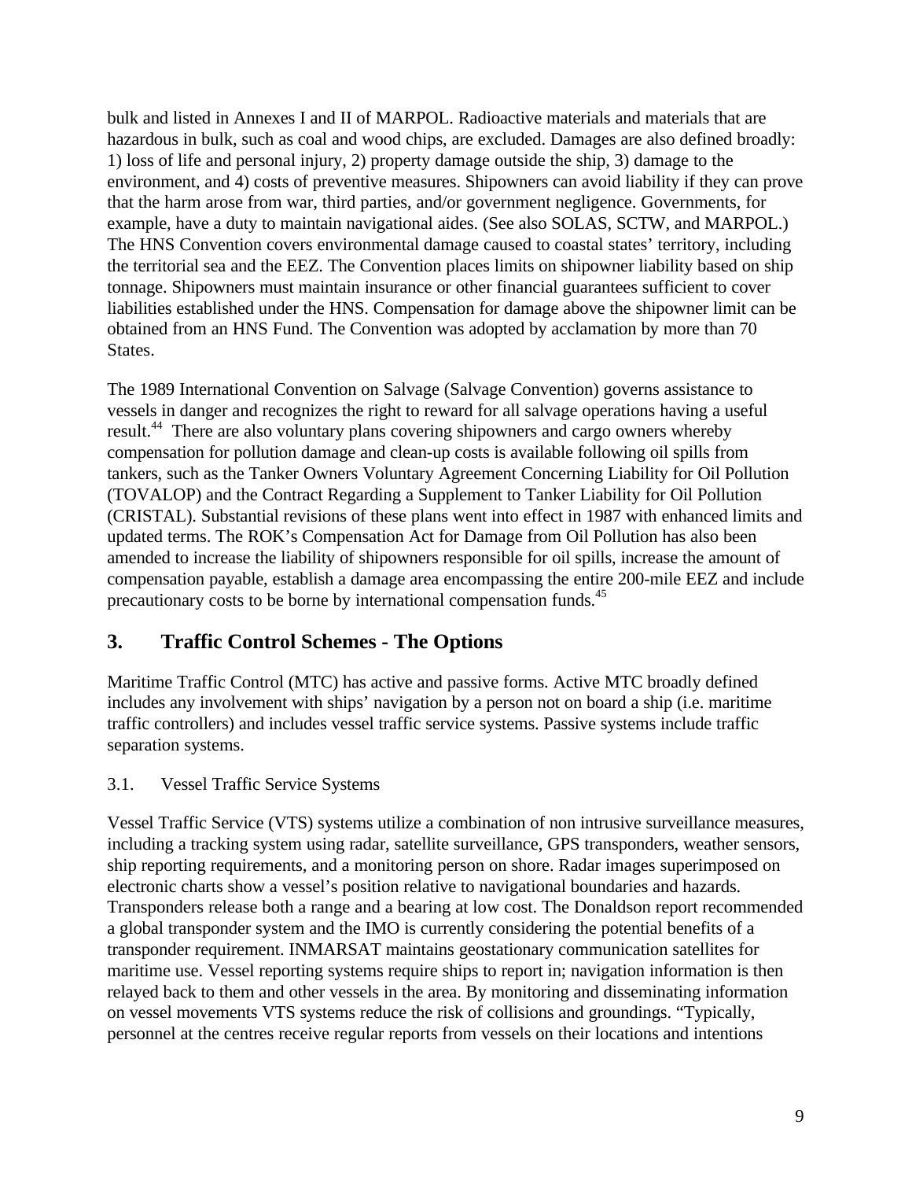bulk and listed in Annexes I and II of MARPOL. Radioactive materials and materials that are hazardous in bulk, such as coal and wood chips, are excluded. Damages are also defined broadly: 1) loss of life and personal injury, 2) property damage outside the ship, 3) damage to the environment, and 4) costs of preventive measures. Shipowners can avoid liability if they can prove that the harm arose from war, third parties, and/or government negligence. Governments, for example, have a duty to maintain navigational aides. (See also SOLAS, SCTW, and MARPOL.) The HNS Convention covers environmental damage caused to coastal states' territory, including the territorial sea and the EEZ. The Convention places limits on shipowner liability based on ship tonnage. Shipowners must maintain insurance or other financial guarantees sufficient to cover liabilities established under the HNS. Compensation for damage above the shipowner limit can be obtained from an HNS Fund. The Convention was adopted by acclamation by more than 70 States.

The 1989 International Convention on Salvage (Salvage Convention) governs assistance to vessels in danger and recognizes the right to reward for all salvage operations having a useful result.[44] There are also voluntary plans covering shipowners and cargo owners whereby compensation for pollution damage and clean-up costs is available following oil spills from tankers, such as the Tanker Owners Voluntary Agreement Concerning Liability for Oil Pollution (TOVALOP) and the Contract Regarding a Supplement to Tanker Liability for Oil Pollution (CRISTAL). Substantial revisions of these plans went into effect in 1987 with enhanced limits and updated terms. The ROK's Compensation Act for Damage from Oil Pollution has also been amended to increase the liability of shipowners responsible for oil spills, increase the amount of compensation payable, establish a damage area encompassing the entire 200-mile EEZ and include precautionary costs to be borne by international compensation funds.[45]

## 3. Traffic Control Schemes - The Options

Maritime Traffic Control (MTC) has active and passive forms. Active MTC broadly defined includes any involvement with ships' navigation by a person not on board a ship (i.e. maritime traffic controllers) and includes vessel traffic service systems. Passive systems include traffic separation systems.

### 3.1. Vessel Traffic Service Systems

Vessel Traffic Service (VTS) systems utilize a combination of non intrusive surveillance measures, including a tracking system using radar, satellite surveillance, GPS transponders, weather sensors, ship reporting requirements, and a monitoring person on shore. Radar images superimposed on electronic charts show a vessel's position relative to navigational boundaries and hazards. Transponders release both a range and a bearing at low cost. The Donaldson report recommended a global transponder system and the IMO is currently considering the potential benefits of a transponder requirement. INMARSAT maintains geostationary communication satellites for maritime use. Vessel reporting systems require ships to report in; navigation information is then relayed back to them and other vessels in the area. By monitoring and disseminating information on vessel movements VTS systems reduce the risk of collisions and groundings. "Typically, personnel at the centres receive regular reports from vessels on their locations and intentions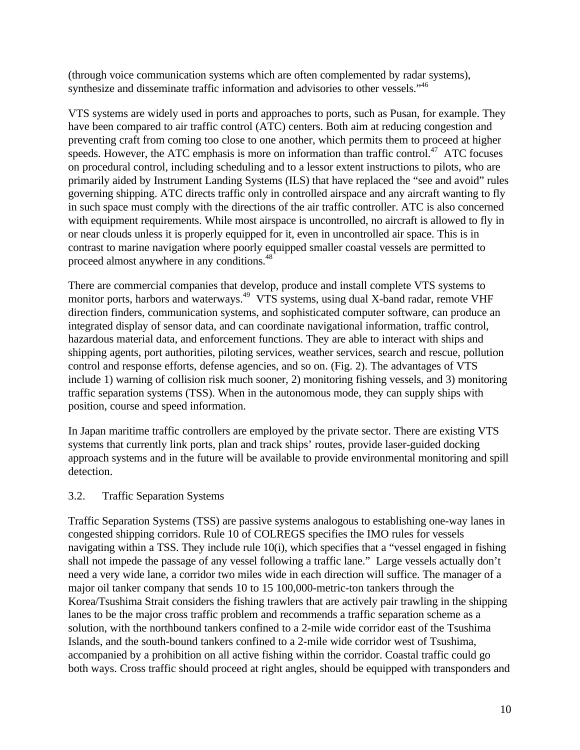(through voice communication systems which are often complemented by radar systems), synthesize and disseminate traffic information and advisories to other vessels."[46]

VTS systems are widely used in ports and approaches to ports, such as Pusan, for example. They have been compared to air traffic control (ATC) centers. Both aim at reducing congestion and preventing craft from coming too close to one another, which permits them to proceed at higher speeds. However, the ATC emphasis is more on information than traffic control.[47] ATC focuses on procedural control, including scheduling and to a lessor extent instructions to pilots, who are primarily aided by Instrument Landing Systems (ILS) that have replaced the "see and avoid" rules governing shipping. ATC directs traffic only in controlled airspace and any aircraft wanting to fly in such space must comply with the directions of the air traffic controller. ATC is also concerned with equipment requirements. While most airspace is uncontrolled, no aircraft is allowed to fly in or near clouds unless it is properly equipped for it, even in uncontrolled air space. This is in contrast to marine navigation where poorly equipped smaller coastal vessels are permitted to proceed almost anywhere in any conditions.[48]

There are commercial companies that develop, produce and install complete VTS systems to monitor ports, harbors and waterways.[49] VTS systems, using dual X-band radar, remote VHF direction finders, communication systems, and sophisticated computer software, can produce an integrated display of sensor data, and can coordinate navigational information, traffic control, hazardous material data, and enforcement functions. They are able to interact with ships and shipping agents, port authorities, piloting services, weather services, search and rescue, pollution control and response efforts, defense agencies, and so on. (Fig. 2). The advantages of VTS include 1) warning of collision risk much sooner, 2) monitoring fishing vessels, and 3) monitoring traffic separation systems (TSS). When in the autonomous mode, they can supply ships with position, course and speed information.

In Japan maritime traffic controllers are employed by the private sector. There are existing VTS systems that currently link ports, plan and track ships' routes, provide laser-guided docking approach systems and in the future will be available to provide environmental monitoring and spill detection.

### 3.2. Traffic Separation Systems

Traffic Separation Systems (TSS) are passive systems analogous to establishing one-way lanes in congested shipping corridors. Rule 10 of COLREGS specifies the IMO rules for vessels navigating within a TSS. They include rule 10(i), which specifies that a "vessel engaged in fishing shall not impede the passage of any vessel following a traffic lane." Large vessels actually don't need a very wide lane, a corridor two miles wide in each direction will suffice. The manager of a major oil tanker company that sends 10 to 15 100,000-metric-ton tankers through the Korea/Tsushima Strait considers the fishing trawlers that are actively pair trawling in the shipping lanes to be the major cross traffic problem and recommends a traffic separation scheme as a solution, with the northbound tankers confined to a 2-mile wide corridor east of the Tsushima Islands, and the south-bound tankers confined to a 2-mile wide corridor west of Tsushima, accompanied by a prohibition on all active fishing within the corridor. Coastal traffic could go both ways. Cross traffic should proceed at right angles, should be equipped with transponders and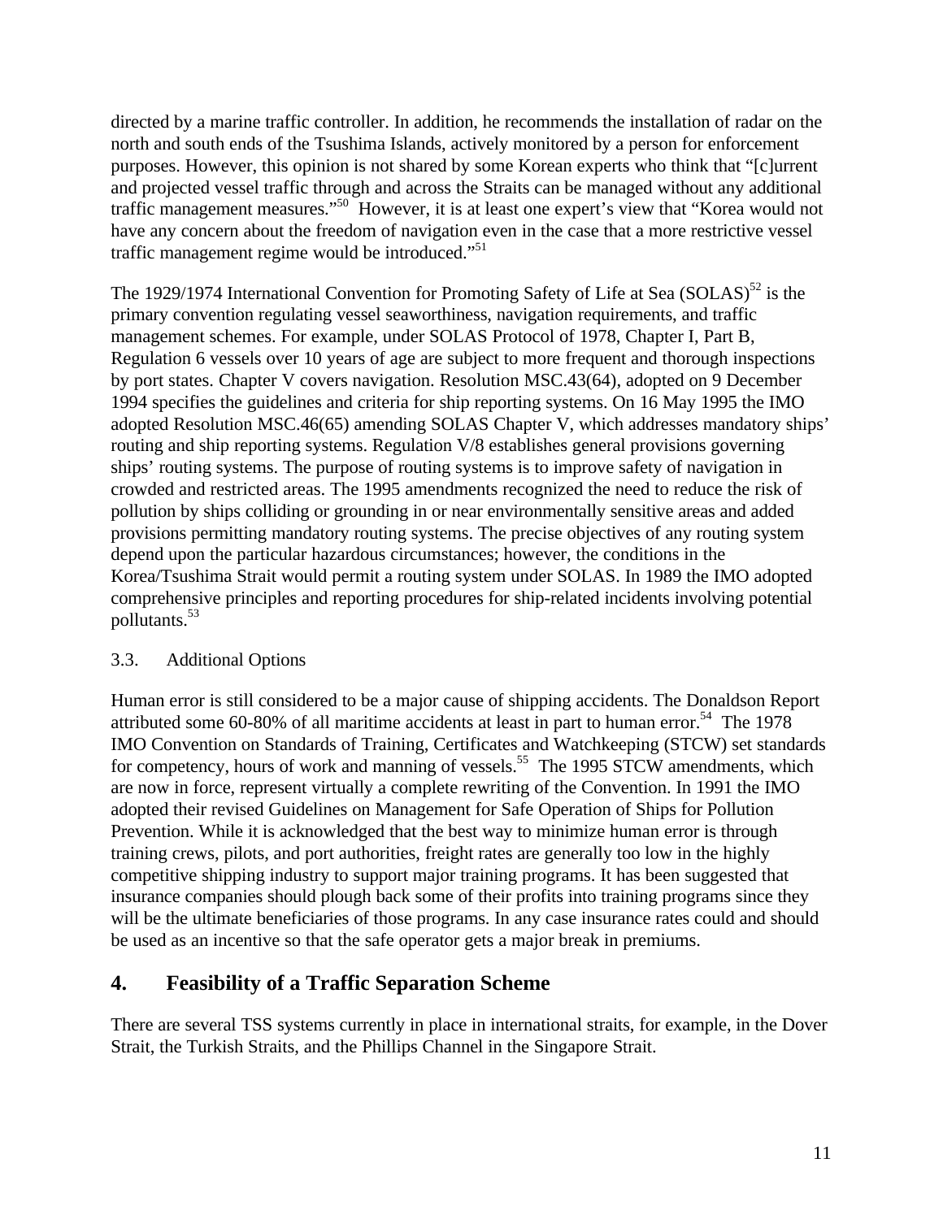directed by a marine traffic controller. In addition, he recommends the installation of radar on the north and south ends of the Tsushima Islands, actively monitored by a person for enforcement purposes. However, this opinion is not shared by some Korean experts who think that "[c]urrent and projected vessel traffic through and across the Straits can be managed without any additional traffic management measures."[50] However, it is at least one expert's view that "Korea would not have any concern about the freedom of navigation even in the case that a more restrictive vessel traffic management regime would be introduced."[51]

The 1929/1974 International Convention for Promoting Safety of Life at Sea (SOLAS)[52] is the primary convention regulating vessel seaworthiness, navigation requirements, and traffic management schemes. For example, under SOLAS Protocol of 1978, Chapter I, Part B, Regulation 6 vessels over 10 years of age are subject to more frequent and thorough inspections by port states. Chapter V covers navigation. Resolution MSC.43(64), adopted on 9 December 1994 specifies the guidelines and criteria for ship reporting systems. On 16 May 1995 the IMO adopted Resolution MSC.46(65) amending SOLAS Chapter V, which addresses mandatory ships' routing and ship reporting systems. Regulation V/8 establishes general provisions governing ships' routing systems. The purpose of routing systems is to improve safety of navigation in crowded and restricted areas. The 1995 amendments recognized the need to reduce the risk of pollution by ships colliding or grounding in or near environmentally sensitive areas and added provisions permitting mandatory routing systems. The precise objectives of any routing system depend upon the particular hazardous circumstances; however, the conditions in the Korea/Tsushima Strait would permit a routing system under SOLAS. In 1989 the IMO adopted comprehensive principles and reporting procedures for ship-related incidents involving potential pollutants.[53]

### 3.3. Additional Options

Human error is still considered to be a major cause of shipping accidents. The Donaldson Report attributed some 60-80% of all maritime accidents at least in part to human error.[54] The 1978 IMO Convention on Standards of Training, Certificates and Watchkeeping (STCW) set standards for competency, hours of work and manning of vessels.[55] The 1995 STCW amendments, which are now in force, represent virtually a complete rewriting of the Convention. In 1991 the IMO adopted their revised Guidelines on Management for Safe Operation of Ships for Pollution Prevention. While it is acknowledged that the best way to minimize human error is through training crews, pilots, and port authorities, freight rates are generally too low in the highly competitive shipping industry to support major training programs. It has been suggested that insurance companies should plough back some of their profits into training programs since they will be the ultimate beneficiaries of those programs. In any case insurance rates could and should be used as an incentive so that the safe operator gets a major break in premiums.

## 4. Feasibility of a Traffic Separation Scheme

There are several TSS systems currently in place in international straits, for example, in the Dover Strait, the Turkish Straits, and the Phillips Channel in the Singapore Strait.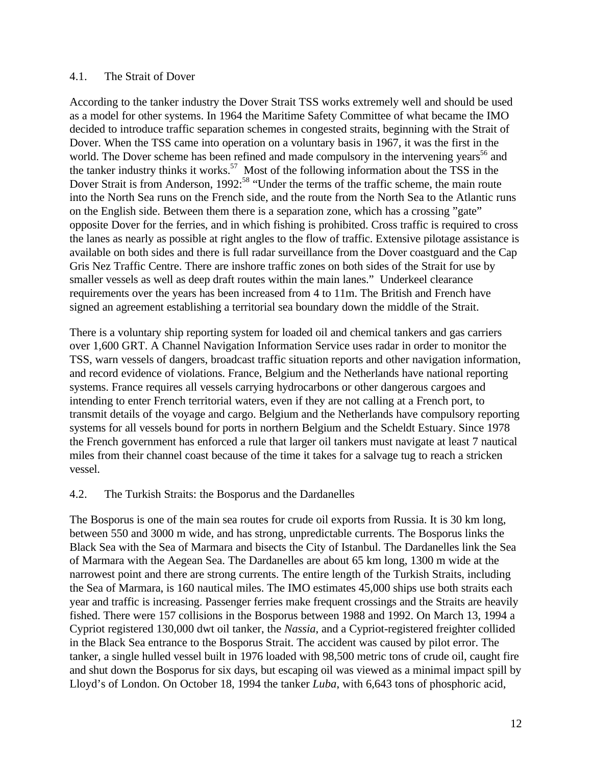### 4.1. The Strait of Dover

According to the tanker industry the Dover Strait TSS works extremely well and should be used as a model for other systems. In 1964 the Maritime Safety Committee of what became the IMO decided to introduce traffic separation schemes in congested straits, beginning with the Strait of Dover. When the TSS came into operation on a voluntary basis in 1967, it was the first in the world. The Dover scheme has been refined and made compulsory in the intervening years[56] and the tanker industry thinks it works.[57] Most of the following information about the TSS in the Dover Strait is from Anderson, 1992:[58] "Under the terms of the traffic scheme, the main route into the North Sea runs on the French side, and the route from the North Sea to the Atlantic runs on the English side. Between them there is a separation zone, which has a crossing "gate" opposite Dover for the ferries, and in which fishing is prohibited. Cross traffic is required to cross the lanes as nearly as possible at right angles to the flow of traffic. Extensive pilotage assistance is available on both sides and there is full radar surveillance from the Dover coastguard and the Cap Gris Nez Traffic Centre. There are inshore traffic zones on both sides of the Strait for use by smaller vessels as well as deep draft routes within the main lanes." Underkeel clearance requirements over the years has been increased from 4 to 11m. The British and French have signed an agreement establishing a territorial sea boundary down the middle of the Strait.

There is a voluntary ship reporting system for loaded oil and chemical tankers and gas carriers over 1,600 GRT. A Channel Navigation Information Service uses radar in order to monitor the TSS, warn vessels of dangers, broadcast traffic situation reports and other navigation information, and record evidence of violations. France, Belgium and the Netherlands have national reporting systems. France requires all vessels carrying hydrocarbons or other dangerous cargoes and intending to enter French territorial waters, even if they are not calling at a French port, to transmit details of the voyage and cargo. Belgium and the Netherlands have compulsory reporting systems for all vessels bound for ports in northern Belgium and the Scheldt Estuary. Since 1978 the French government has enforced a rule that larger oil tankers must navigate at least 7 nautical miles from their channel coast because of the time it takes for a salvage tug to reach a stricken vessel.

### 4.2. The Turkish Straits: the Bosporus and the Dardanelles

The Bosporus is one of the main sea routes for crude oil exports from Russia. It is 30 km long, between 550 and 3000 m wide, and has strong, unpredictable currents. The Bosporus links the Black Sea with the Sea of Marmara and bisects the City of Istanbul. The Dardanelles link the Sea of Marmara with the Aegean Sea. The Dardanelles are about 65 km long, 1300 m wide at the narrowest point and there are strong currents. The entire length of the Turkish Straits, including the Sea of Marmara, is 160 nautical miles. The IMO estimates 45,000 ships use both straits each year and traffic is increasing. Passenger ferries make frequent crossings and the Straits are heavily fished. There were 157 collisions in the Bosporus between 1988 and 1992. On March 13, 1994 a Cypriot registered 130,000 dwt oil tanker, the *Nassia*, and a Cypriot-registered freighter collided in the Black Sea entrance to the Bosporus Strait. The accident was caused by pilot error. The tanker, a single hulled vessel built in 1976 loaded with 98,500 metric tons of crude oil, caught fire and shut down the Bosporus for six days, but escaping oil was viewed as a minimal impact spill by Lloyd's of London. On October 18, 1994 the tanker *Luba*, with 6,643 tons of phosphoric acid,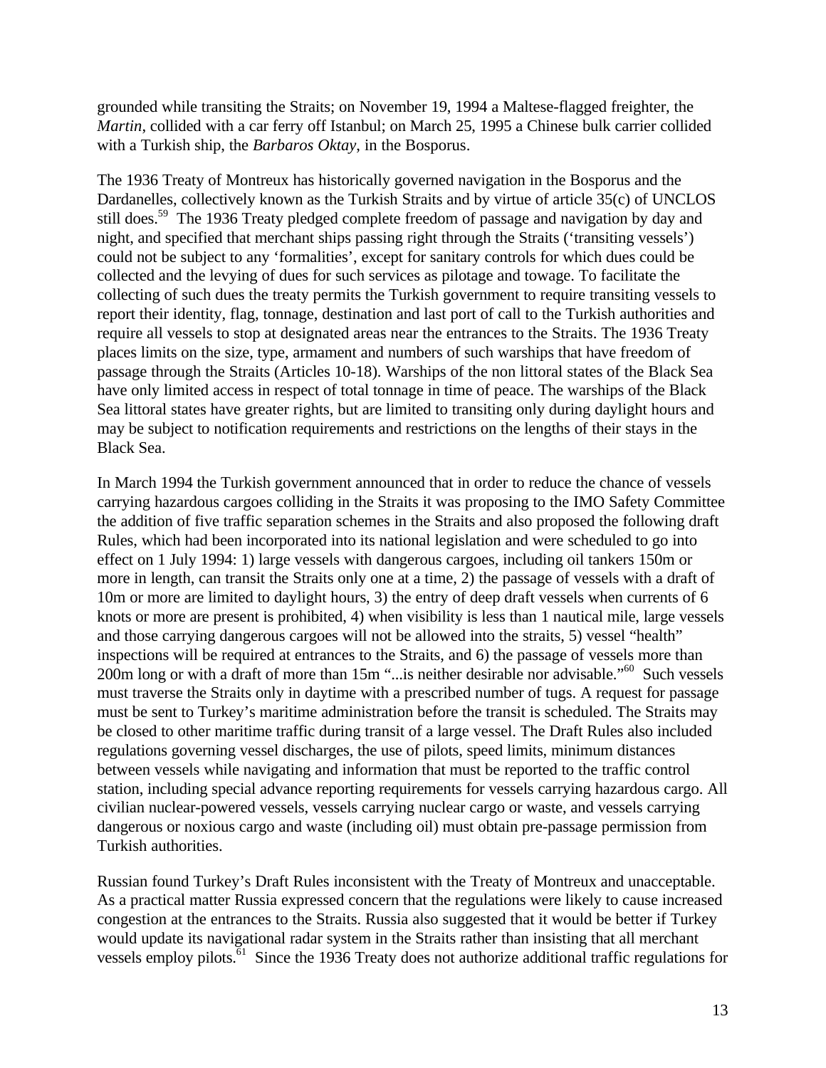grounded while transiting the Straits; on November 19, 1994 a Maltese-flagged freighter, the *Martin*, collided with a car ferry off Istanbul; on March 25, 1995 a Chinese bulk carrier collided with a Turkish ship, the *Barbaros Oktay*, in the Bosporus.

The 1936 Treaty of Montreux has historically governed navigation in the Bosporus and the Dardanelles, collectively known as the Turkish Straits and by virtue of article 35(c) of UNCLOS still does.[59] The 1936 Treaty pledged complete freedom of passage and navigation by day and night, and specified that merchant ships passing right through the Straits ('transiting vessels') could not be subject to any 'formalities', except for sanitary controls for which dues could be collected and the levying of dues for such services as pilotage and towage. To facilitate the collecting of such dues the treaty permits the Turkish government to require transiting vessels to report their identity, flag, tonnage, destination and last port of call to the Turkish authorities and require all vessels to stop at designated areas near the entrances to the Straits. The 1936 Treaty places limits on the size, type, armament and numbers of such warships that have freedom of passage through the Straits (Articles 10-18). Warships of the non littoral states of the Black Sea have only limited access in respect of total tonnage in time of peace. The warships of the Black Sea littoral states have greater rights, but are limited to transiting only during daylight hours and may be subject to notification requirements and restrictions on the lengths of their stays in the Black Sea.

In March 1994 the Turkish government announced that in order to reduce the chance of vessels carrying hazardous cargoes colliding in the Straits it was proposing to the IMO Safety Committee the addition of five traffic separation schemes in the Straits and also proposed the following draft Rules, which had been incorporated into its national legislation and were scheduled to go into effect on 1 July 1994: 1) large vessels with dangerous cargoes, including oil tankers 150m or more in length, can transit the Straits only one at a time, 2) the passage of vessels with a draft of 10m or more are limited to daylight hours, 3) the entry of deep draft vessels when currents of 6 knots or more are present is prohibited, 4) when visibility is less than 1 nautical mile, large vessels and those carrying dangerous cargoes will not be allowed into the straits, 5) vessel "health" inspections will be required at entrances to the Straits, and 6) the passage of vessels more than 200m long or with a draft of more than 15m "...is neither desirable nor advisable."[60] Such vessels must traverse the Straits only in daytime with a prescribed number of tugs. A request for passage must be sent to Turkey's maritime administration before the transit is scheduled. The Straits may be closed to other maritime traffic during transit of a large vessel. The Draft Rules also included regulations governing vessel discharges, the use of pilots, speed limits, minimum distances between vessels while navigating and information that must be reported to the traffic control station, including special advance reporting requirements for vessels carrying hazardous cargo. All civilian nuclear-powered vessels, vessels carrying nuclear cargo or waste, and vessels carrying dangerous or noxious cargo and waste (including oil) must obtain pre-passage permission from Turkish authorities.

Russian found Turkey's Draft Rules inconsistent with the Treaty of Montreux and unacceptable. As a practical matter Russia expressed concern that the regulations were likely to cause increased congestion at the entrances to the Straits. Russia also suggested that it would be better if Turkey would update its navigational radar system in the Straits rather than insisting that all merchant vessels employ pilots.[61] Since the 1936 Treaty does not authorize additional traffic regulations for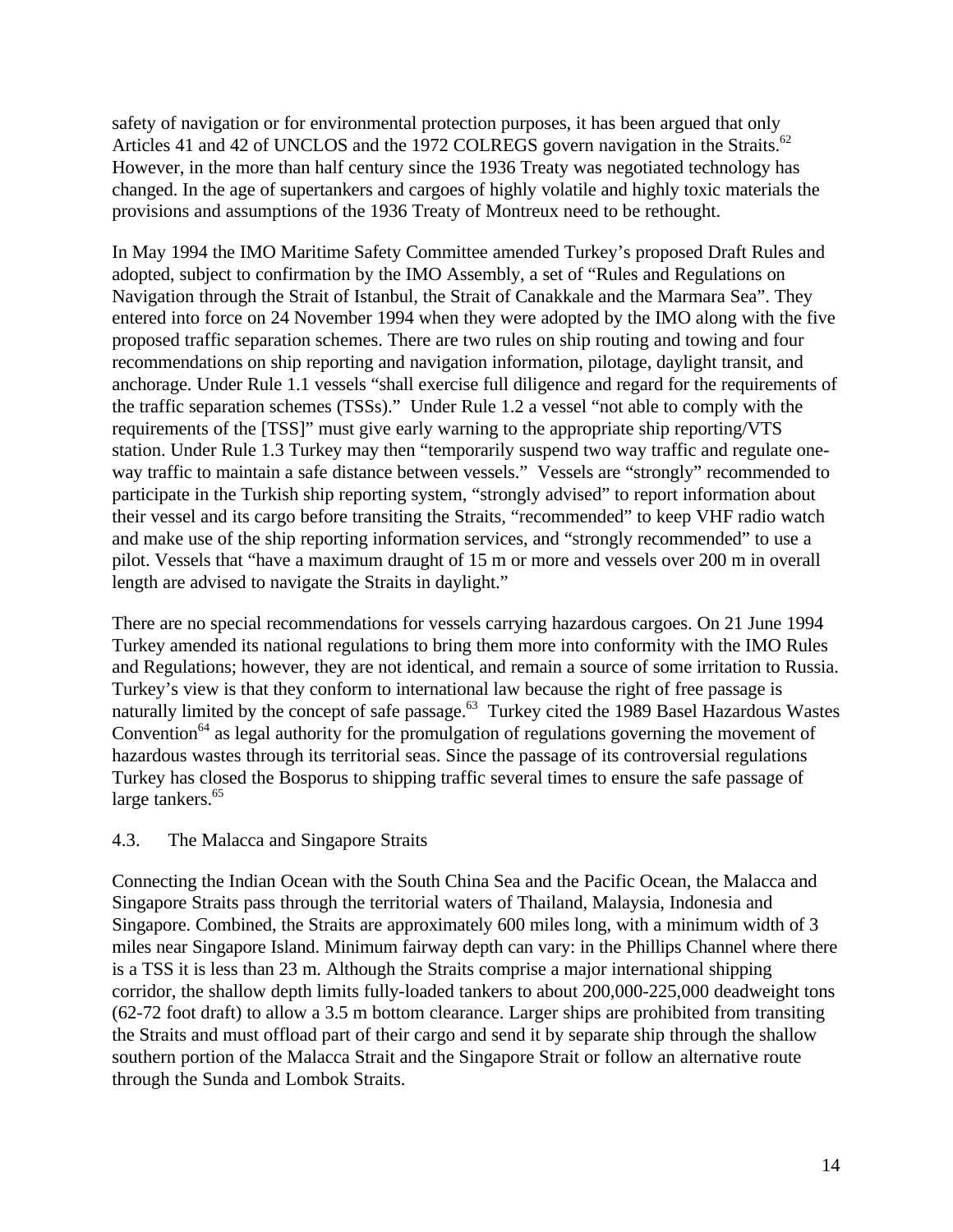safety of navigation or for environmental protection purposes, it has been argued that only Articles 41 and 42 of UNCLOS and the 1972 COLREGS govern navigation in the Straits.[62] However, in the more than half century since the 1936 Treaty was negotiated technology has changed. In the age of supertankers and cargoes of highly volatile and highly toxic materials the provisions and assumptions of the 1936 Treaty of Montreux need to be rethought.

In May 1994 the IMO Maritime Safety Committee amended Turkey's proposed Draft Rules and adopted, subject to confirmation by the IMO Assembly, a set of "Rules and Regulations on Navigation through the Strait of Istanbul, the Strait of Canakkale and the Marmara Sea". They entered into force on 24 November 1994 when they were adopted by the IMO along with the five proposed traffic separation schemes. There are two rules on ship routing and towing and four recommendations on ship reporting and navigation information, pilotage, daylight transit, and anchorage. Under Rule 1.1 vessels "shall exercise full diligence and regard for the requirements of the traffic separation schemes (TSSs)." Under Rule 1.2 a vessel "not able to comply with the requirements of the [TSS]" must give early warning to the appropriate ship reporting/VTS station. Under Rule 1.3 Turkey may then "temporarily suspend two way traffic and regulate one-way traffic to maintain a safe distance between vessels." Vessels are "strongly" recommended to participate in the Turkish ship reporting system, "strongly advised" to report information about their vessel and its cargo before transiting the Straits, "recommended" to keep VHF radio watch and make use of the ship reporting information services, and "strongly recommended" to use a pilot. Vessels that "have a maximum draught of 15 m or more and vessels over 200 m in overall length are advised to navigate the Straits in daylight."

There are no special recommendations for vessels carrying hazardous cargoes. On 21 June 1994 Turkey amended its national regulations to bring them more into conformity with the IMO Rules and Regulations; however, they are not identical, and remain a source of some irritation to Russia. Turkey's view is that they conform to international law because the right of free passage is naturally limited by the concept of safe passage.[63] Turkey cited the 1989 Basel Hazardous Wastes Convention[64] as legal authority for the promulgation of regulations governing the movement of hazardous wastes through its territorial seas. Since the passage of its controversial regulations Turkey has closed the Bosporus to shipping traffic several times to ensure the safe passage of large tankers.[65]

### 4.3. The Malacca and Singapore Straits

Connecting the Indian Ocean with the South China Sea and the Pacific Ocean, the Malacca and Singapore Straits pass through the territorial waters of Thailand, Malaysia, Indonesia and Singapore. Combined, the Straits are approximately 600 miles long, with a minimum width of 3 miles near Singapore Island. Minimum fairway depth can vary: in the Phillips Channel where there is a TSS it is less than 23 m. Although the Straits comprise a major international shipping corridor, the shallow depth limits fully-loaded tankers to about 200,000-225,000 deadweight tons (62-72 foot draft) to allow a 3.5 m bottom clearance. Larger ships are prohibited from transiting the Straits and must offload part of their cargo and send it by separate ship through the shallow southern portion of the Malacca Strait and the Singapore Strait or follow an alternative route through the Sunda and Lombok Straits.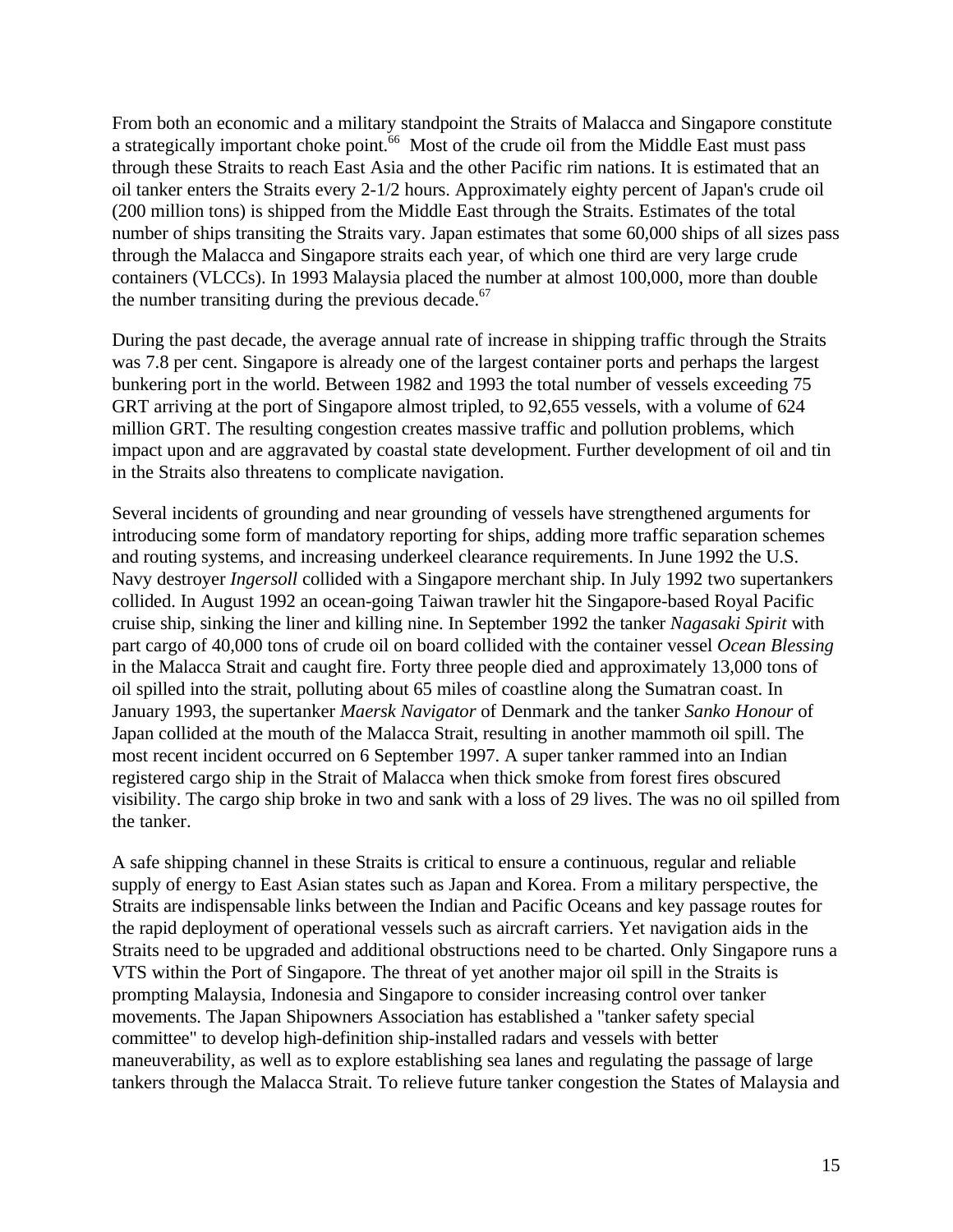From both an economic and a military standpoint the Straits of Malacca and Singapore constitute a strategically important choke point.[66] Most of the crude oil from the Middle East must pass through these Straits to reach East Asia and the other Pacific rim nations. It is estimated that an oil tanker enters the Straits every 2-1/2 hours. Approximately eighty percent of Japan's crude oil (200 million tons) is shipped from the Middle East through the Straits. Estimates of the total number of ships transiting the Straits vary. Japan estimates that some 60,000 ships of all sizes pass through the Malacca and Singapore straits each year, of which one third are very large crude containers (VLCCs). In 1993 Malaysia placed the number at almost 100,000, more than double the number transiting during the previous decade.[67]

During the past decade, the average annual rate of increase in shipping traffic through the Straits was 7.8 per cent. Singapore is already one of the largest container ports and perhaps the largest bunkering port in the world. Between 1982 and 1993 the total number of vessels exceeding 75 GRT arriving at the port of Singapore almost tripled, to 92,655 vessels, with a volume of 624 million GRT. The resulting congestion creates massive traffic and pollution problems, which impact upon and are aggravated by coastal state development. Further development of oil and tin in the Straits also threatens to complicate navigation.

Several incidents of grounding and near grounding of vessels have strengthened arguments for introducing some form of mandatory reporting for ships, adding more traffic separation schemes and routing systems, and increasing underkeel clearance requirements. In June 1992 the U.S. Navy destroyer *Ingersoll* collided with a Singapore merchant ship. In July 1992 two supertankers collided. In August 1992 an ocean-going Taiwan trawler hit the Singapore-based Royal Pacific cruise ship, sinking the liner and killing nine. In September 1992 the tanker *Nagasaki Spirit* with part cargo of 40,000 tons of crude oil on board collided with the container vessel *Ocean Blessing* in the Malacca Strait and caught fire. Forty three people died and approximately 13,000 tons of oil spilled into the strait, polluting about 65 miles of coastline along the Sumatran coast. In January 1993, the supertanker *Maersk Navigator* of Denmark and the tanker *Sanko Honour* of Japan collided at the mouth of the Malacca Strait, resulting in another mammoth oil spill. The most recent incident occurred on 6 September 1997. A super tanker rammed into an Indian registered cargo ship in the Strait of Malacca when thick smoke from forest fires obscured visibility. The cargo ship broke in two and sank with a loss of 29 lives. The was no oil spilled from the tanker.

A safe shipping channel in these Straits is critical to ensure a continuous, regular and reliable supply of energy to East Asian states such as Japan and Korea. From a military perspective, the Straits are indispensable links between the Indian and Pacific Oceans and key passage routes for the rapid deployment of operational vessels such as aircraft carriers. Yet navigation aids in the Straits need to be upgraded and additional obstructions need to be charted. Only Singapore runs a VTS within the Port of Singapore. The threat of yet another major oil spill in the Straits is prompting Malaysia, Indonesia and Singapore to consider increasing control over tanker movements. The Japan Shipowners Association has established a "tanker safety special committee" to develop high-definition ship-installed radars and vessels with better maneuverability, as well as to explore establishing sea lanes and regulating the passage of large tankers through the Malacca Strait. To relieve future tanker congestion the States of Malaysia and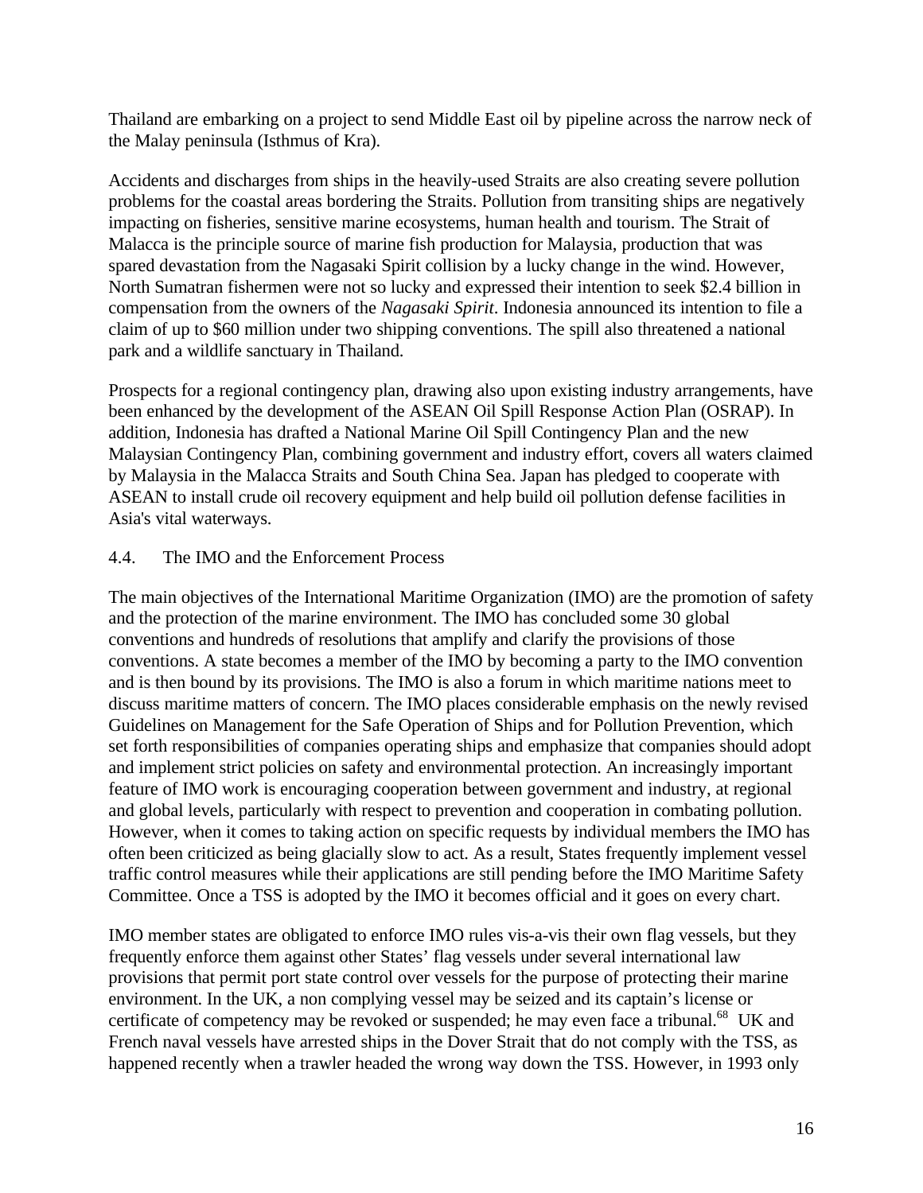Thailand are embarking on a project to send Middle East oil by pipeline across the narrow neck of the Malay peninsula (Isthmus of Kra).

Accidents and discharges from ships in the heavily-used Straits are also creating severe pollution problems for the coastal areas bordering the Straits. Pollution from transiting ships are negatively impacting on fisheries, sensitive marine ecosystems, human health and tourism. The Strait of Malacca is the principle source of marine fish production for Malaysia, production that was spared devastation from the Nagasaki Spirit collision by a lucky change in the wind. However, North Sumatran fishermen were not so lucky and expressed their intention to seek $2.4 billion in compensation from the owners of the *Nagasaki Spirit*. Indonesia announced its intention to file a claim of up to $60 million under two shipping conventions. The spill also threatened a national park and a wildlife sanctuary in Thailand.

Prospects for a regional contingency plan, drawing also upon existing industry arrangements, have been enhanced by the development of the ASEAN Oil Spill Response Action Plan (OSRAP). In addition, Indonesia has drafted a National Marine Oil Spill Contingency Plan and the new Malaysian Contingency Plan, combining government and industry effort, covers all waters claimed by Malaysia in the Malacca Straits and South China Sea. Japan has pledged to cooperate with ASEAN to install crude oil recovery equipment and help build oil pollution defense facilities in Asia's vital waterways.

### 4.4. The IMO and the Enforcement Process

The main objectives of the International Maritime Organization (IMO) are the promotion of safety and the protection of the marine environment. The IMO has concluded some 30 global conventions and hundreds of resolutions that amplify and clarify the provisions of those conventions. A state becomes a member of the IMO by becoming a party to the IMO convention and is then bound by its provisions. The IMO is also a forum in which maritime nations meet to discuss maritime matters of concern. The IMO places considerable emphasis on the newly revised Guidelines on Management for the Safe Operation of Ships and for Pollution Prevention, which set forth responsibilities of companies operating ships and emphasize that companies should adopt and implement strict policies on safety and environmental protection. An increasingly important feature of IMO work is encouraging cooperation between government and industry, at regional and global levels, particularly with respect to prevention and cooperation in combating pollution. However, when it comes to taking action on specific requests by individual members the IMO has often been criticized as being glacially slow to act. As a result, States frequently implement vessel traffic control measures while their applications are still pending before the IMO Maritime Safety Committee. Once a TSS is adopted by the IMO it becomes official and it goes on every chart.

IMO member states are obligated to enforce IMO rules vis-a-vis their own flag vessels, but they frequently enforce them against other States' flag vessels under several international law provisions that permit port state control over vessels for the purpose of protecting their marine environment. In the UK, a non complying vessel may be seized and its captain's license or certificate of competency may be revoked or suspended; he may even face a tribunal.[68] UK and French naval vessels have arrested ships in the Dover Strait that do not comply with the TSS, as happened recently when a trawler headed the wrong way down the TSS. However, in 1993 only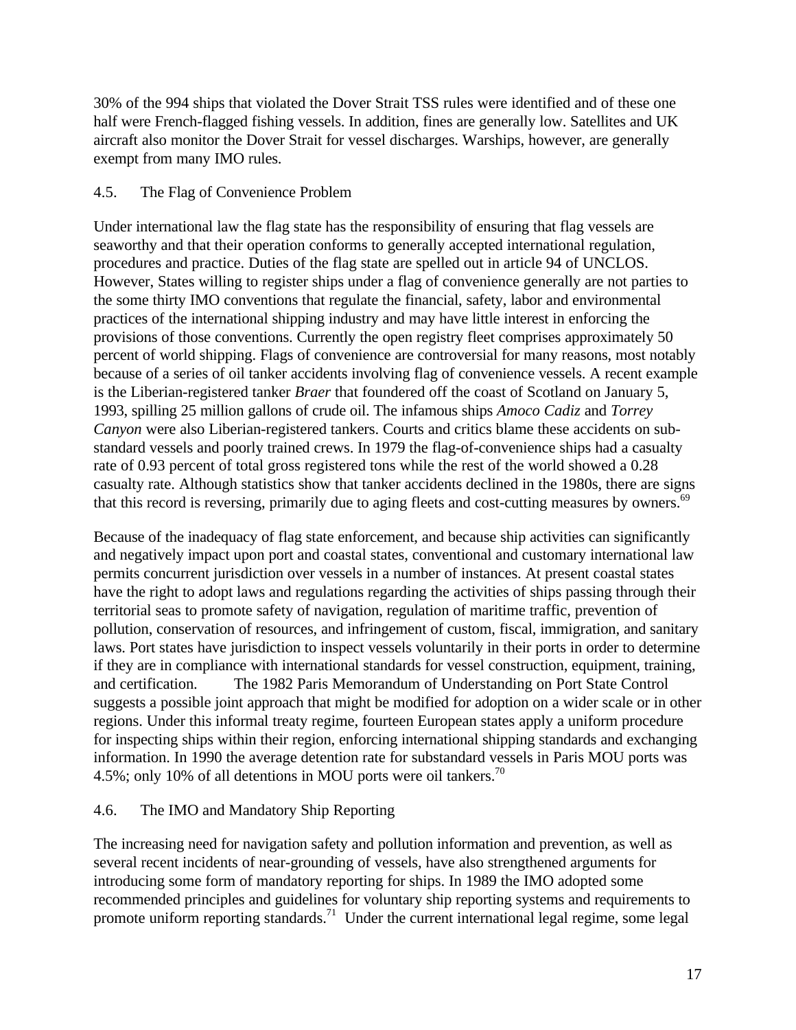30% of the 994 ships that violated the Dover Strait TSS rules were identified and of these one half were French-flagged fishing vessels. In addition, fines are generally low. Satellites and UK aircraft also monitor the Dover Strait for vessel discharges. Warships, however, are generally exempt from many IMO rules.

### 4.5. The Flag of Convenience Problem

Under international law the flag state has the responsibility of ensuring that flag vessels are seaworthy and that their operation conforms to generally accepted international regulation, procedures and practice. Duties of the flag state are spelled out in article 94 of UNCLOS. However, States willing to register ships under a flag of convenience generally are not parties to the some thirty IMO conventions that regulate the financial, safety, labor and environmental practices of the international shipping industry and may have little interest in enforcing the provisions of those conventions. Currently the open registry fleet comprises approximately 50 percent of world shipping. Flags of convenience are controversial for many reasons, most notably because of a series of oil tanker accidents involving flag of convenience vessels. A recent example is the Liberian-registered tanker *Braer* that foundered off the coast of Scotland on January 5, 1993, spilling 25 million gallons of crude oil. The infamous ships *Amoco Cadiz* and *Torrey Canyon* were also Liberian-registered tankers. Courts and critics blame these accidents on sub-standard vessels and poorly trained crews. In 1979 the flag-of-convenience ships had a casualty rate of 0.93 percent of total gross registered tons while the rest of the world showed a 0.28 casualty rate. Although statistics show that tanker accidents declined in the 1980s, there are signs that this record is reversing, primarily due to aging fleets and cost-cutting measures by owners.[69]

Because of the inadequacy of flag state enforcement, and because ship activities can significantly and negatively impact upon port and coastal states, conventional and customary international law permits concurrent jurisdiction over vessels in a number of instances. At present coastal states have the right to adopt laws and regulations regarding the activities of ships passing through their territorial seas to promote safety of navigation, regulation of maritime traffic, prevention of pollution, conservation of resources, and infringement of custom, fiscal, immigration, and sanitary laws. Port states have jurisdiction to inspect vessels voluntarily in their ports in order to determine if they are in compliance with international standards for vessel construction, equipment, training, and certification. The 1982 Paris Memorandum of Understanding on Port State Control suggests a possible joint approach that might be modified for adoption on a wider scale or in other regions. Under this informal treaty regime, fourteen European states apply a uniform procedure for inspecting ships within their region, enforcing international shipping standards and exchanging information. In 1990 the average detention rate for substandard vessels in Paris MOU ports was 4.5%; only 10% of all detentions in MOU ports were oil tankers.[70]

### 4.6. The IMO and Mandatory Ship Reporting

The increasing need for navigation safety and pollution information and prevention, as well as several recent incidents of near-grounding of vessels, have also strengthened arguments for introducing some form of mandatory reporting for ships. In 1989 the IMO adopted some recommended principles and guidelines for voluntary ship reporting systems and requirements to promote uniform reporting standards.[71] Under the current international legal regime, some legal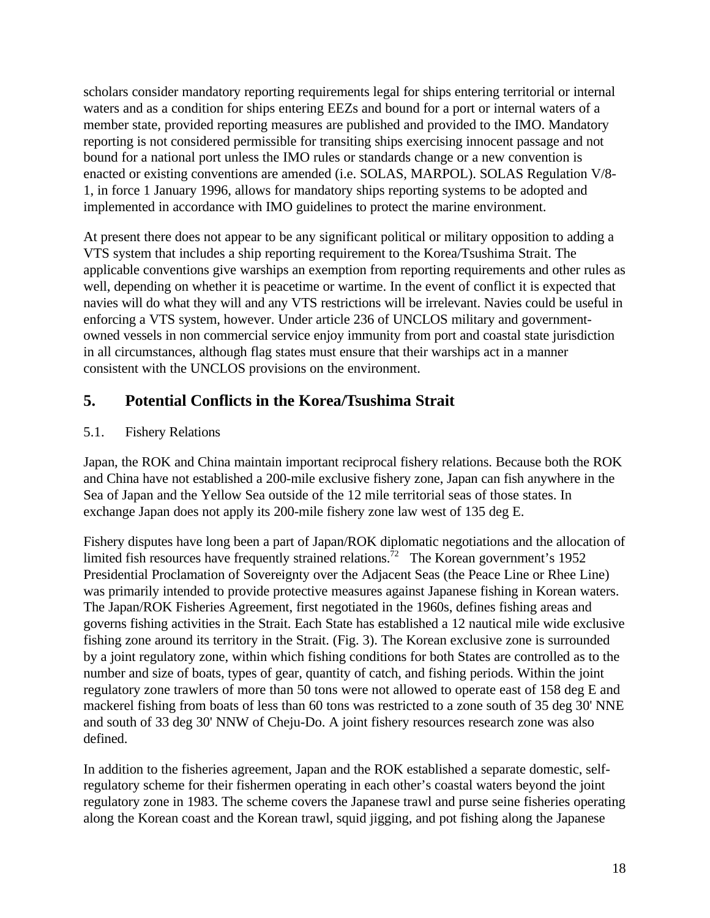scholars consider mandatory reporting requirements legal for ships entering territorial or internal waters and as a condition for ships entering EEZs and bound for a port or internal waters of a member state, provided reporting measures are published and provided to the IMO. Mandatory reporting is not considered permissible for transiting ships exercising innocent passage and not bound for a national port unless the IMO rules or standards change or a new convention is enacted or existing conventions are amended (i.e. SOLAS, MARPOL). SOLAS Regulation V/8-1, in force 1 January 1996, allows for mandatory ships reporting systems to be adopted and implemented in accordance with IMO guidelines to protect the marine environment.

At present there does not appear to be any significant political or military opposition to adding a VTS system that includes a ship reporting requirement to the Korea/Tsushima Strait. The applicable conventions give warships an exemption from reporting requirements and other rules as well, depending on whether it is peacetime or wartime. In the event of conflict it is expected that navies will do what they will and any VTS restrictions will be irrelevant. Navies could be useful in enforcing a VTS system, however. Under article 236 of UNCLOS military and government-owned vessels in non commercial service enjoy immunity from port and coastal state jurisdiction in all circumstances, although flag states must ensure that their warships act in a manner consistent with the UNCLOS provisions on the environment.

## 5. Potential Conflicts in the Korea/Tsushima Strait

### 5.1. Fishery Relations

Japan, the ROK and China maintain important reciprocal fishery relations. Because both the ROK and China have not established a 200-mile exclusive fishery zone, Japan can fish anywhere in the Sea of Japan and the Yellow Sea outside of the 12 mile territorial seas of those states. In exchange Japan does not apply its 200-mile fishery zone law west of 135 deg E.

Fishery disputes have long been a part of Japan/ROK diplomatic negotiations and the allocation of limited fish resources have frequently strained relations.[72] The Korean government's 1952 Presidential Proclamation of Sovereignty over the Adjacent Seas (the Peace Line or Rhee Line) was primarily intended to provide protective measures against Japanese fishing in Korean waters. The Japan/ROK Fisheries Agreement, first negotiated in the 1960s, defines fishing areas and governs fishing activities in the Strait. Each State has established a 12 nautical mile wide exclusive fishing zone around its territory in the Strait. (Fig. 3). The Korean exclusive zone is surrounded by a joint regulatory zone, within which fishing conditions for both States are controlled as to the number and size of boats, types of gear, quantity of catch, and fishing periods. Within the joint regulatory zone trawlers of more than 50 tons were not allowed to operate east of 158 deg E and mackerel fishing from boats of less than 60 tons was restricted to a zone south of 35 deg 30' NNE and south of 33 deg 30' NNW of Cheju-Do. A joint fishery resources research zone was also defined.

In addition to the fisheries agreement, Japan and the ROK established a separate domestic, self-regulatory scheme for their fishermen operating in each other's coastal waters beyond the joint regulatory zone in 1983. The scheme covers the Japanese trawl and purse seine fisheries operating along the Korean coast and the Korean trawl, squid jigging, and pot fishing along the Japanese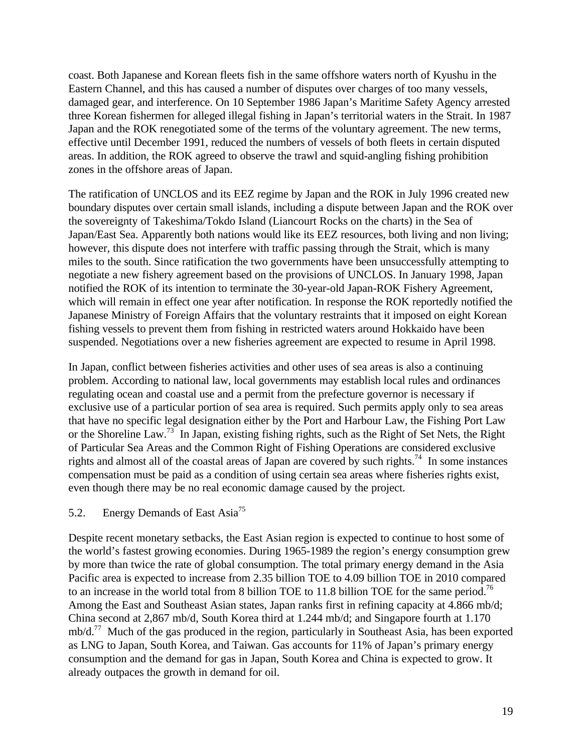coast. Both Japanese and Korean fleets fish in the same offshore waters north of Kyushu in the Eastern Channel, and this has caused a number of disputes over charges of too many vessels, damaged gear, and interference. On 10 September 1986 Japan's Maritime Safety Agency arrested three Korean fishermen for alleged illegal fishing in Japan's territorial waters in the Strait. In 1987 Japan and the ROK renegotiated some of the terms of the voluntary agreement. The new terms, effective until December 1991, reduced the numbers of vessels of both fleets in certain disputed areas. In addition, the ROK agreed to observe the trawl and squid-angling fishing prohibition zones in the offshore areas of Japan.

The ratification of UNCLOS and its EEZ regime by Japan and the ROK in July 1996 created new boundary disputes over certain small islands, including a dispute between Japan and the ROK over the sovereignty of Takeshima/Tokdo Island (Liancourt Rocks on the charts) in the Sea of Japan/East Sea. Apparently both nations would like its EEZ resources, both living and non living; however, this dispute does not interfere with traffic passing through the Strait, which is many miles to the south. Since ratification the two governments have been unsuccessfully attempting to negotiate a new fishery agreement based on the provisions of UNCLOS. In January 1998, Japan notified the ROK of its intention to terminate the 30-year-old Japan-ROK Fishery Agreement, which will remain in effect one year after notification. In response the ROK reportedly notified the Japanese Ministry of Foreign Affairs that the voluntary restraints that it imposed on eight Korean fishing vessels to prevent them from fishing in restricted waters around Hokkaido have been suspended. Negotiations over a new fisheries agreement are expected to resume in April 1998.

In Japan, conflict between fisheries activities and other uses of sea areas is also a continuing problem. According to national law, local governments may establish local rules and ordinances regulating ocean and coastal use and a permit from the prefecture governor is necessary if exclusive use of a particular portion of sea area is required. Such permits apply only to sea areas that have no specific legal designation either by the Port and Harbour Law, the Fishing Port Law or the Shoreline Law.[73] In Japan, existing fishing rights, such as the Right of Set Nets, the Right of Particular Sea Areas and the Common Right of Fishing Operations are considered exclusive rights and almost all of the coastal areas of Japan are covered by such rights.[74] In some instances compensation must be paid as a condition of using certain sea areas where fisheries rights exist, even though there may be no real economic damage caused by the project.

## 5.2. Energy Demands of East Asia[75]

Despite recent monetary setbacks, the East Asian region is expected to continue to host some of the world's fastest growing economies. During 1965-1989 the region's energy consumption grew by more than twice the rate of global consumption. The total primary energy demand in the Asia Pacific area is expected to increase from 2.35 billion TOE to 4.09 billion TOE in 2010 compared to an increase in the world total from 8 billion TOE to 11.8 billion TOE for the same period.[76] Among the East and Southeast Asian states, Japan ranks first in refining capacity at 4.866 mb/d; China second at 2,867 mb/d, South Korea third at 1.244 mb/d; and Singapore fourth at 1.170 mb/d.[77] Much of the gas produced in the region, particularly in Southeast Asia, has been exported as LNG to Japan, South Korea, and Taiwan. Gas accounts for 11% of Japan's primary energy consumption and the demand for gas in Japan, South Korea and China is expected to grow. It already outpaces the growth in demand for oil.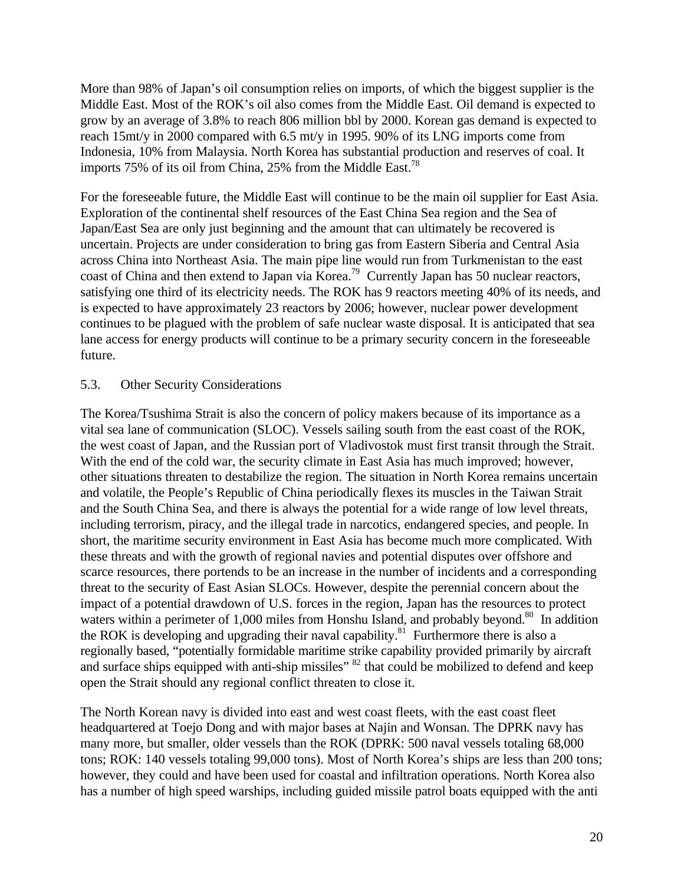More than 98% of Japan's oil consumption relies on imports, of which the biggest supplier is the Middle East. Most of the ROK's oil also comes from the Middle East. Oil demand is expected to grow by an average of 3.8% to reach 806 million bbl by 2000. Korean gas demand is expected to reach 15mt/y in 2000 compared with 6.5 mt/y in 1995. 90% of its LNG imports come from Indonesia, 10% from Malaysia. North Korea has substantial production and reserves of coal. It imports 75% of its oil from China, 25% from the Middle East.[78]

For the foreseeable future, the Middle East will continue to be the main oil supplier for East Asia. Exploration of the continental shelf resources of the East China Sea region and the Sea of Japan/East Sea are only just beginning and the amount that can ultimately be recovered is uncertain. Projects are under consideration to bring gas from Eastern Siberia and Central Asia across China into Northeast Asia. The main pipe line would run from Turkmenistan to the east coast of China and then extend to Japan via Korea.[79] Currently Japan has 50 nuclear reactors, satisfying one third of its electricity needs. The ROK has 9 reactors meeting 40% of its needs, and is expected to have approximately 23 reactors by 2006; however, nuclear power development continues to be plagued with the problem of safe nuclear waste disposal. It is anticipated that sea lane access for energy products will continue to be a primary security concern in the foreseeable future.

### 5.3. Other Security Considerations

The Korea/Tsushima Strait is also the concern of policy makers because of its importance as a vital sea lane of communication (SLOC). Vessels sailing south from the east coast of the ROK, the west coast of Japan, and the Russian port of Vladivostok must first transit through the Strait. With the end of the cold war, the security climate in East Asia has much improved; however, other situations threaten to destabilize the region. The situation in North Korea remains uncertain and volatile, the People's Republic of China periodically flexes its muscles in the Taiwan Strait and the South China Sea, and there is always the potential for a wide range of low level threats, including terrorism, piracy, and the illegal trade in narcotics, endangered species, and people. In short, the maritime security environment in East Asia has become much more complicated. With these threats and with the growth of regional navies and potential disputes over offshore and scarce resources, there portends to be an increase in the number of incidents and a corresponding threat to the security of East Asian SLOCs. However, despite the perennial concern about the impact of a potential drawdown of U.S. forces in the region, Japan has the resources to protect waters within a perimeter of 1,000 miles from Honshu Island, and probably beyond.[80] In addition the ROK is developing and upgrading their naval capability.[81] Furthermore there is also a regionally based, "potentially formidable maritime strike capability provided primarily by aircraft and surface ships equipped with anti-ship missiles" [82] that could be mobilized to defend and keep open the Strait should any regional conflict threaten to close it.

The North Korean navy is divided into east and west coast fleets, with the east coast fleet headquartered at Toejo Dong and with major bases at Najin and Wonsan. The DPRK navy has many more, but smaller, older vessels than the ROK (DPRK: 500 naval vessels totaling 68,000 tons; ROK: 140 vessels totaling 99,000 tons). Most of North Korea's ships are less than 200 tons; however, they could and have been used for coastal and infiltration operations. North Korea also has a number of high speed warships, including guided missile patrol boats equipped with the anti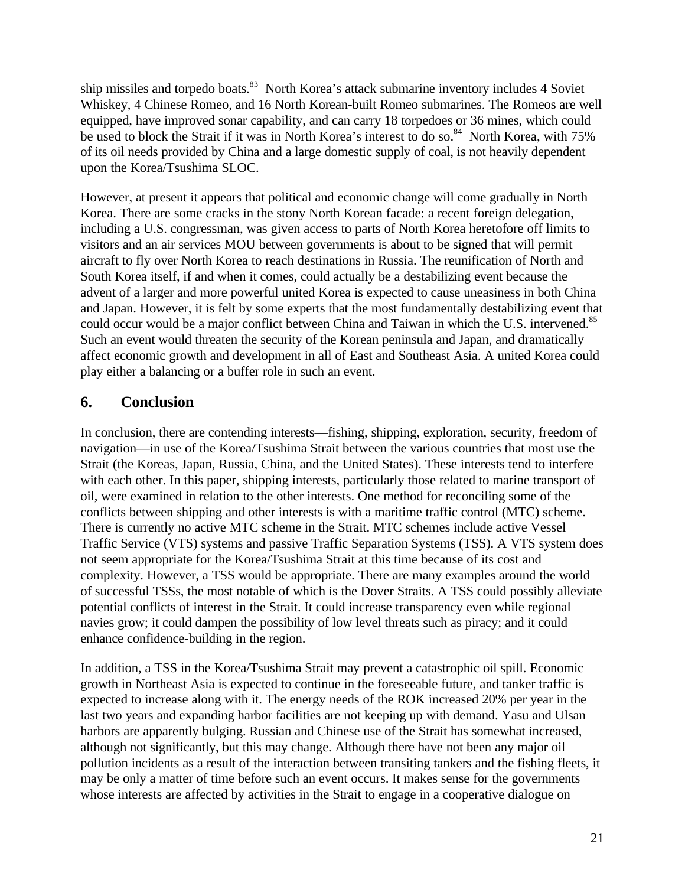ship missiles and torpedo boats.[83] North Korea's attack submarine inventory includes 4 Soviet Whiskey, 4 Chinese Romeo, and 16 North Korean-built Romeo submarines. The Romeos are well equipped, have improved sonar capability, and can carry 18 torpedoes or 36 mines, which could be used to block the Strait if it was in North Korea's interest to do so.[84] North Korea, with 75% of its oil needs provided by China and a large domestic supply of coal, is not heavily dependent upon the Korea/Tsushima SLOC.

However, at present it appears that political and economic change will come gradually in North Korea. There are some cracks in the stony North Korean facade: a recent foreign delegation, including a U.S. congressman, was given access to parts of North Korea heretofore off limits to visitors and an air services MOU between governments is about to be signed that will permit aircraft to fly over North Korea to reach destinations in Russia. The reunification of North and South Korea itself, if and when it comes, could actually be a destabilizing event because the advent of a larger and more powerful united Korea is expected to cause uneasiness in both China and Japan. However, it is felt by some experts that the most fundamentally destabilizing event that could occur would be a major conflict between China and Taiwan in which the U.S. intervened.[85] Such an event would threaten the security of the Korean peninsula and Japan, and dramatically affect economic growth and development in all of East and Southeast Asia. A united Korea could play either a balancing or a buffer role in such an event.

## 6. Conclusion

In conclusion, there are contending interests—fishing, shipping, exploration, security, freedom of navigation—in use of the Korea/Tsushima Strait between the various countries that most use the Strait (the Koreas, Japan, Russia, China, and the United States). These interests tend to interfere with each other. In this paper, shipping interests, particularly those related to marine transport of oil, were examined in relation to the other interests. One method for reconciling some of the conflicts between shipping and other interests is with a maritime traffic control (MTC) scheme. There is currently no active MTC scheme in the Strait. MTC schemes include active Vessel Traffic Service (VTS) systems and passive Traffic Separation Systems (TSS). A VTS system does not seem appropriate for the Korea/Tsushima Strait at this time because of its cost and complexity. However, a TSS would be appropriate. There are many examples around the world of successful TSSs, the most notable of which is the Dover Straits. A TSS could possibly alleviate potential conflicts of interest in the Strait. It could increase transparency even while regional navies grow; it could dampen the possibility of low level threats such as piracy; and it could enhance confidence-building in the region.

In addition, a TSS in the Korea/Tsushima Strait may prevent a catastrophic oil spill. Economic growth in Northeast Asia is expected to continue in the foreseeable future, and tanker traffic is expected to increase along with it. The energy needs of the ROK increased 20% per year in the last two years and expanding harbor facilities are not keeping up with demand. Yasu and Ulsan harbors are apparently bulging. Russian and Chinese use of the Strait has somewhat increased, although not significantly, but this may change. Although there have not been any major oil pollution incidents as a result of the interaction between transiting tankers and the fishing fleets, it may be only a matter of time before such an event occurs. It makes sense for the governments whose interests are affected by activities in the Strait to engage in a cooperative dialogue on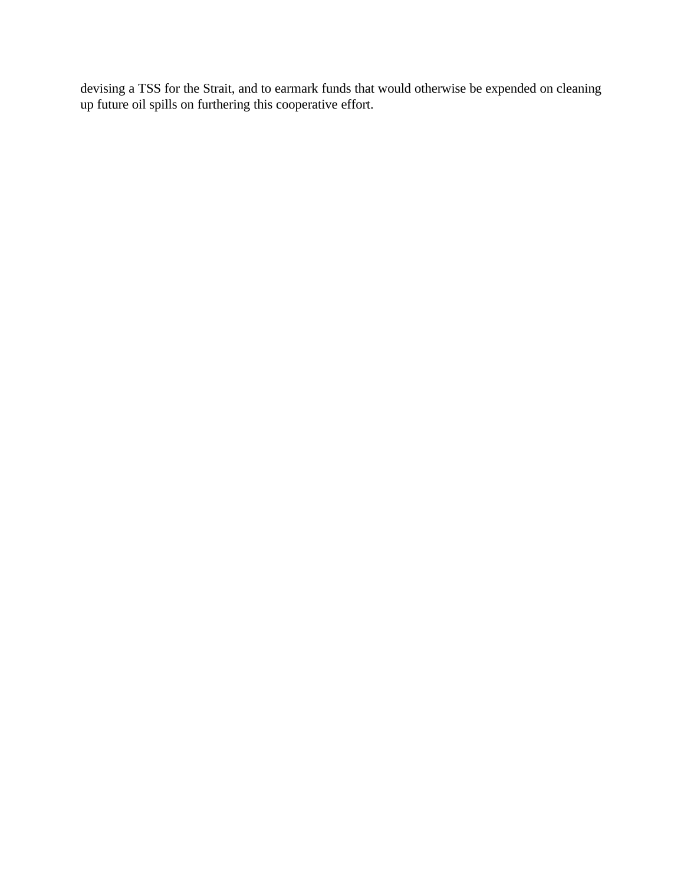devising a TSS for the Strait, and to earmark funds that would otherwise be expended on cleaning up future oil spills on furthering this cooperative effort.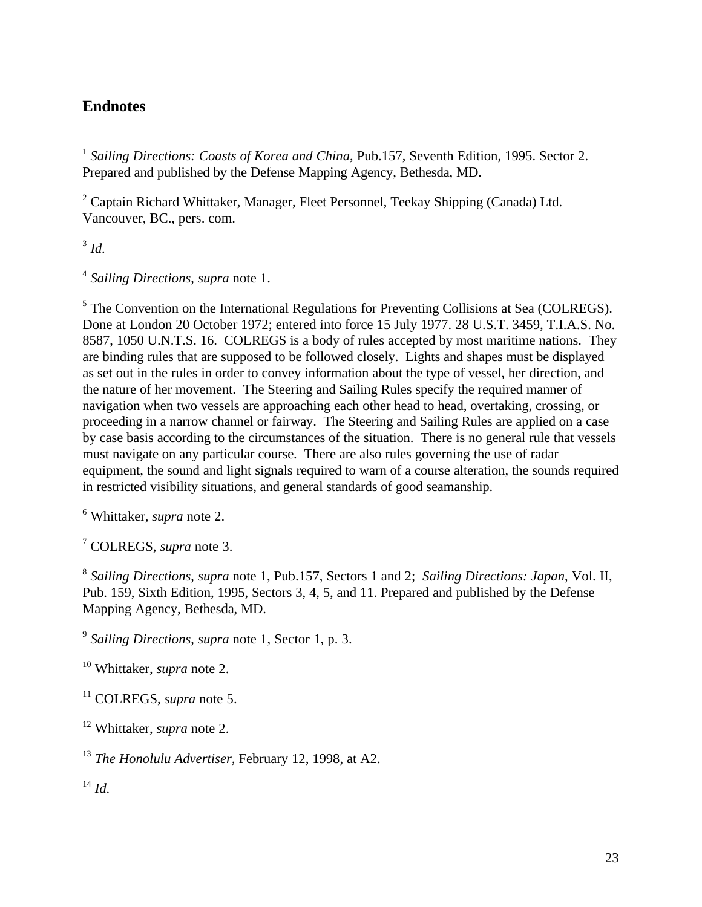## Endnotes

[1] *Sailing Directions: Coasts of Korea and China*, Pub.157, Seventh Edition, 1995. Sector 2. Prepared and published by the Defense Mapping Agency, Bethesda, MD.

[2] Captain Richard Whittaker, Manager, Fleet Personnel, Teekay Shipping (Canada) Ltd. Vancouver, BC., pers. com.

[3] *Id.*

[4] *Sailing Directions*, *supra* note 1.

[5] The Convention on the International Regulations for Preventing Collisions at Sea (COLREGS). Done at London 20 October 1972; entered into force 15 July 1977. 28 U.S.T. 3459, T.I.A.S. No. 8587, 1050 U.N.T.S. 16. COLREGS is a body of rules accepted by most maritime nations. They are binding rules that are supposed to be followed closely. Lights and shapes must be displayed as set out in the rules in order to convey information about the type of vessel, her direction, and the nature of her movement. The Steering and Sailing Rules specify the required manner of navigation when two vessels are approaching each other head to head, overtaking, crossing, or proceeding in a narrow channel or fairway. The Steering and Sailing Rules are applied on a case by case basis according to the circumstances of the situation. There is no general rule that vessels must navigate on any particular course. There are also rules governing the use of radar equipment, the sound and light signals required to warn of a course alteration, the sounds required in restricted visibility situations, and general standards of good seamanship.

[6] Whittaker, *supra* note 2.

[7] COLREGS, *supra* note 3.

[8] *Sailing Directions*, *supra* note 1, Pub.157, Sectors 1 and 2; *Sailing Directions: Japan*, Vol. II, Pub. 159, Sixth Edition, 1995, Sectors 3, 4, 5, and 11. Prepared and published by the Defense Mapping Agency, Bethesda, MD.

[9] *Sailing Directions*, *supra* note 1, Sector 1, p. 3.

[10] Whittaker, *supra* note 2.

[11] COLREGS, *supra* note 5.

[12] Whittaker, *supra* note 2.

[13] *The Honolulu Advertiser,* February 12, 1998, at A2.

[14] *Id.*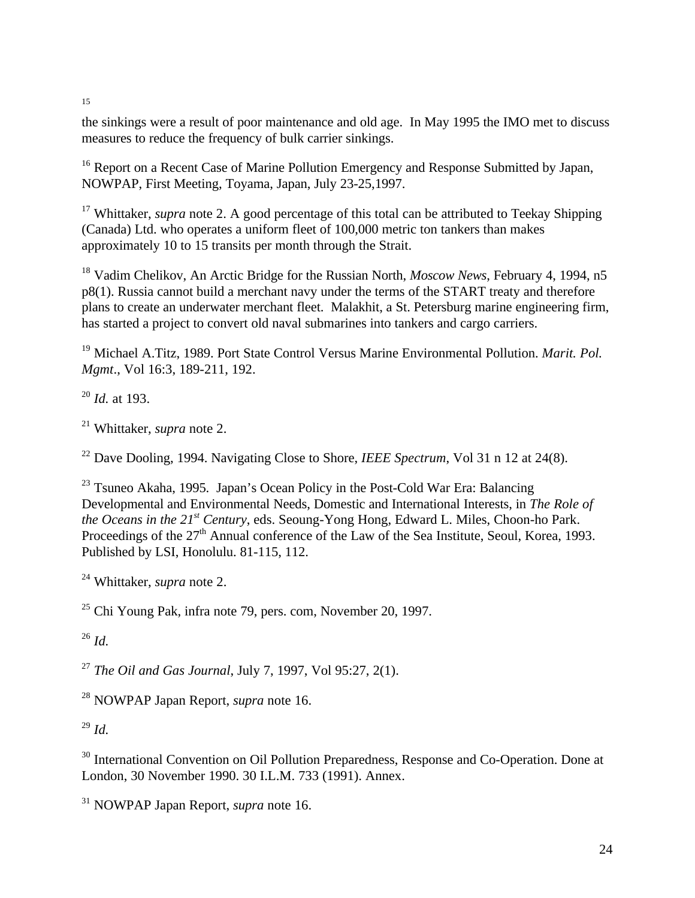[15] the sinkings were a result of poor maintenance and old age. In May 1995 the IMO met to discuss measures to reduce the frequency of bulk carrier sinkings.

[16] Report on a Recent Case of Marine Pollution Emergency and Response Submitted by Japan, NOWPAP, First Meeting, Toyama, Japan, July 23-25,1997.

[17] Whittaker, *supra* note 2. A good percentage of this total can be attributed to Teekay Shipping (Canada) Ltd. who operates a uniform fleet of 100,000 metric ton tankers than makes approximately 10 to 15 transits per month through the Strait.

[18] Vadim Chelikov, An Arctic Bridge for the Russian North, *Moscow News*, February 4, 1994, n5 p8(1). Russia cannot build a merchant navy under the terms of the START treaty and therefore plans to create an underwater merchant fleet. Malakhit, a St. Petersburg marine engineering firm, has started a project to convert old naval submarines into tankers and cargo carriers.

[19] Michael A.Titz, 1989. Port State Control Versus Marine Environmental Pollution. *Marit. Pol. Mgmt*., Vol 16:3, 189-211, 192.

[20] *Id.* at 193.

[21] Whittaker, *supra* note 2.

[22] Dave Dooling, 1994. Navigating Close to Shore, *IEEE Spectrum*, Vol 31 n 12 at 24(8).

[23] Tsuneo Akaha, 1995. Japan's Ocean Policy in the Post-Cold War Era: Balancing Developmental and Environmental Needs, Domestic and International Interests, in *The Role of the Oceans in the 21st Century*, eds. Seoung-Yong Hong, Edward L. Miles, Choon-ho Park. Proceedings of the 27th Annual conference of the Law of the Sea Institute, Seoul, Korea, 1993. Published by LSI, Honolulu. 81-115, 112.

[24] Whittaker, *supra* note 2.

[25] Chi Young Pak, infra note 79, pers. com, November 20, 1997.

[26] *Id.*

[27] *The Oil and Gas Journal*, July 7, 1997, Vol 95:27, 2(1).

[28] NOWPAP Japan Report, *supra* note 16.

[29] *Id.*

[30] International Convention on Oil Pollution Preparedness, Response and Co-Operation. Done at London, 30 November 1990. 30 I.L.M. 733 (1991). Annex.

[31] NOWPAP Japan Report, *supra* note 16.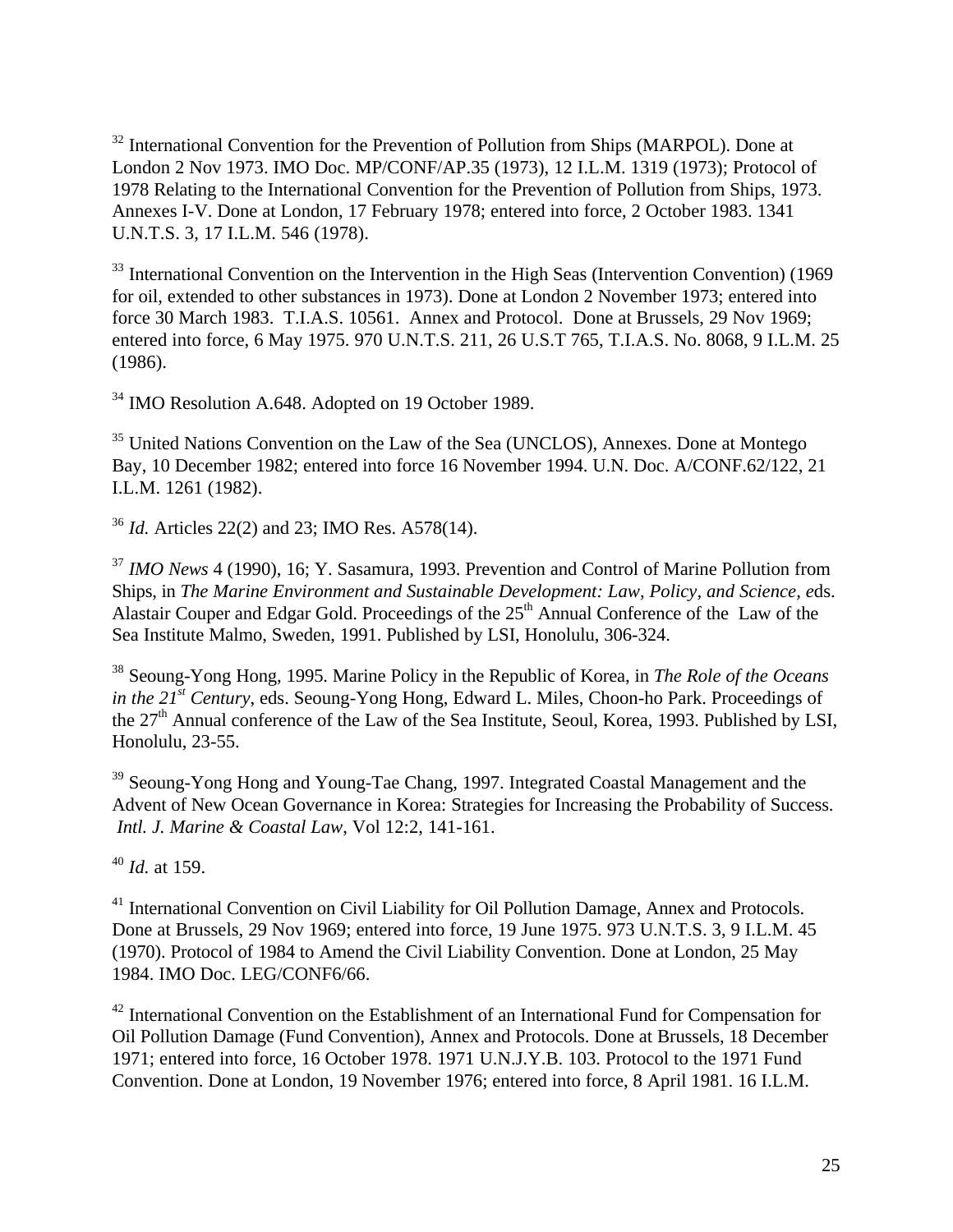[32] International Convention for the Prevention of Pollution from Ships (MARPOL). Done at London 2 Nov 1973. IMO Doc. MP/CONF/AP.35 (1973), 12 I.L.M. 1319 (1973); Protocol of 1978 Relating to the International Convention for the Prevention of Pollution from Ships, 1973. Annexes I-V. Done at London, 17 February 1978; entered into force, 2 October 1983. 1341 U.N.T.S. 3, 17 I.L.M. 546 (1978).

[33] International Convention on the Intervention in the High Seas (Intervention Convention) (1969 for oil, extended to other substances in 1973). Done at London 2 November 1973; entered into force 30 March 1983. T.I.A.S. 10561. Annex and Protocol. Done at Brussels, 29 Nov 1969; entered into force, 6 May 1975. 970 U.N.T.S. 211, 26 U.S.T 765, T.I.A.S. No. 8068, 9 I.L.M. 25 (1986).

[34] IMO Resolution A.648. Adopted on 19 October 1989.

[35] United Nations Convention on the Law of the Sea (UNCLOS), Annexes. Done at Montego Bay, 10 December 1982; entered into force 16 November 1994. U.N. Doc. A/CONF.62/122, 21 I.L.M. 1261 (1982).

[36] *Id.* Articles 22(2) and 23; IMO Res. A578(14).

[37] *IMO News* 4 (1990), 16; Y. Sasamura, 1993. Prevention and Control of Marine Pollution from Ships, in *The Marine Environment and Sustainable Development: Law, Policy, and Science, e*ds. Alastair Couper and Edgar Gold. Proceedings of the 25th Annual Conference of the Law of the Sea Institute Malmo, Sweden, 1991. Published by LSI, Honolulu, 306-324.

[38] Seoung-Yong Hong, 1995. Marine Policy in the Republic of Korea, in *The Role of the Oceans in the 21st Century*, eds. Seoung-Yong Hong, Edward L. Miles, Choon-ho Park. Proceedings of the 27th Annual conference of the Law of the Sea Institute, Seoul, Korea, 1993. Published by LSI, Honolulu, 23-55.

[39] Seoung-Yong Hong and Young-Tae Chang, 1997. Integrated Coastal Management and the Advent of New Ocean Governance in Korea: Strategies for Increasing the Probability of Success. *Intl. J. Marine & Coastal Law*, Vol 12:2, 141-161.

[40] *Id.* at 159.

[41] International Convention on Civil Liability for Oil Pollution Damage, Annex and Protocols. Done at Brussels, 29 Nov 1969; entered into force, 19 June 1975. 973 U.N.T.S. 3, 9 I.L.M. 45 (1970). Protocol of 1984 to Amend the Civil Liability Convention. Done at London, 25 May 1984. IMO Doc. LEG/CONF6/66.

[42] International Convention on the Establishment of an International Fund for Compensation for Oil Pollution Damage (Fund Convention), Annex and Protocols. Done at Brussels, 18 December 1971; entered into force, 16 October 1978. 1971 U.N.J.Y.B. 103. Protocol to the 1971 Fund Convention. Done at London, 19 November 1976; entered into force, 8 April 1981. 16 I.L.M.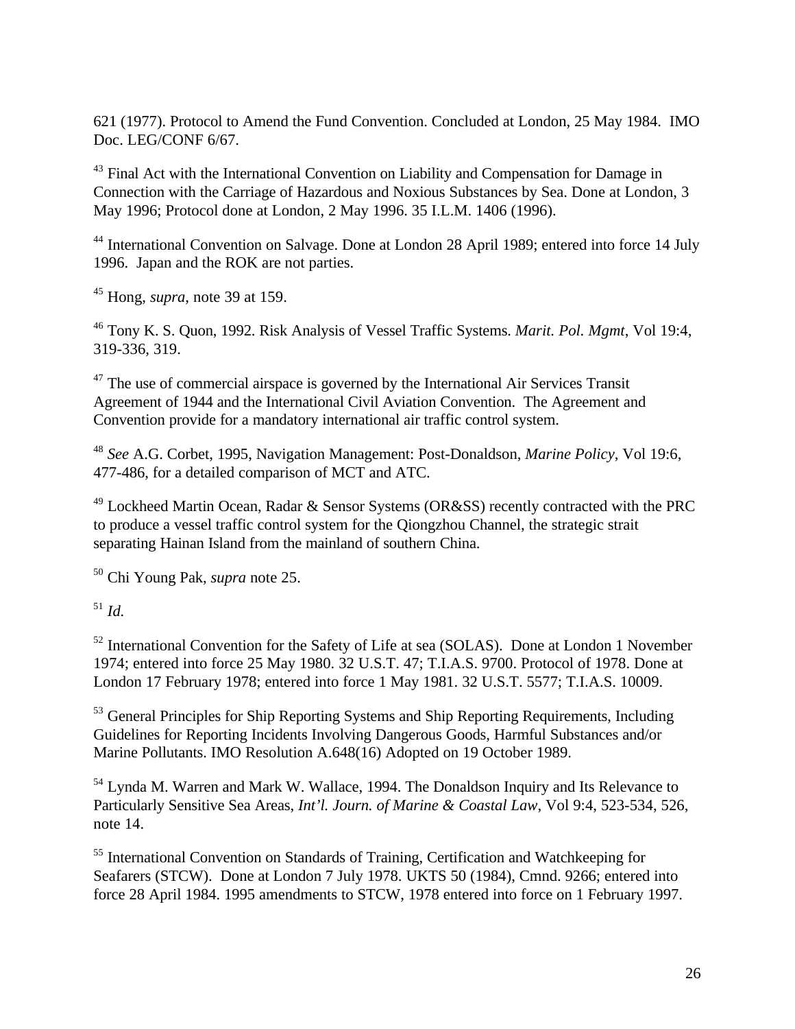621 (1977). Protocol to Amend the Fund Convention. Concluded at London, 25 May 1984. IMO Doc. LEG/CONF 6/67.

[43] Final Act with the International Convention on Liability and Compensation for Damage in Connection with the Carriage of Hazardous and Noxious Substances by Sea. Done at London, 3 May 1996; Protocol done at London, 2 May 1996. 35 I.L.M. 1406 (1996).

[44] International Convention on Salvage. Done at London 28 April 1989; entered into force 14 July 1996. Japan and the ROK are not parties.

[45] Hong, *supra*, note 39 at 159.

[46] Tony K. S. Quon, 1992. Risk Analysis of Vessel Traffic Systems. *Marit. Pol. Mgmt*, Vol 19:4, 319-336, 319.

[47] The use of commercial airspace is governed by the International Air Services Transit Agreement of 1944 and the International Civil Aviation Convention. The Agreement and Convention provide for a mandatory international air traffic control system.

[48] *See* A.G. Corbet, 1995, Navigation Management: Post-Donaldson, *Marine Policy*, Vol 19:6, 477-486, for a detailed comparison of MCT and ATC.

[49] Lockheed Martin Ocean, Radar & Sensor Systems (OR&SS) recently contracted with the PRC to produce a vessel traffic control system for the Qiongzhou Channel, the strategic strait separating Hainan Island from the mainland of southern China.

[50] Chi Young Pak, *supra* note 25.

[51] *Id.*

[52] International Convention for the Safety of Life at sea (SOLAS). Done at London 1 November 1974; entered into force 25 May 1980. 32 U.S.T. 47; T.I.A.S. 9700. Protocol of 1978. Done at London 17 February 1978; entered into force 1 May 1981. 32 U.S.T. 5577; T.I.A.S. 10009.

[53] General Principles for Ship Reporting Systems and Ship Reporting Requirements, Including Guidelines for Reporting Incidents Involving Dangerous Goods, Harmful Substances and/or Marine Pollutants. IMO Resolution A.648(16) Adopted on 19 October 1989.

[54] Lynda M. Warren and Mark W. Wallace, 1994. The Donaldson Inquiry and Its Relevance to Particularly Sensitive Sea Areas, *Int'l. Journ. of Marine & Coastal Law*, Vol 9:4, 523-534, 526, note 14.

[55] International Convention on Standards of Training, Certification and Watchkeeping for Seafarers (STCW). Done at London 7 July 1978. UKTS 50 (1984), Cmnd. 9266; entered into force 28 April 1984. 1995 amendments to STCW, 1978 entered into force on 1 February 1997.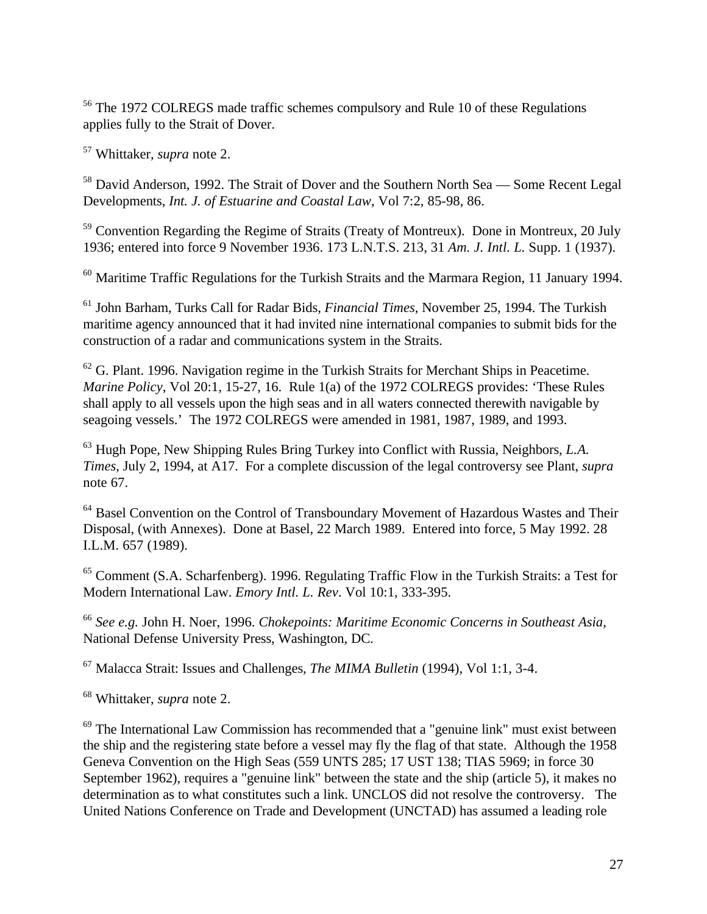[56] The 1972 COLREGS made traffic schemes compulsory and Rule 10 of these Regulations applies fully to the Strait of Dover.

[57] Whittaker, *supra* note 2.

[58] David Anderson, 1992. The Strait of Dover and the Southern North Sea — Some Recent Legal Developments, *Int. J. of Estuarine and Coastal Law*, Vol 7:2, 85-98, 86.

[59] Convention Regarding the Regime of Straits (Treaty of Montreux). Done in Montreux, 20 July 1936; entered into force 9 November 1936. 173 L.N.T.S. 213, 31 *Am. J. Intl. L.* Supp. 1 (1937).

[60] Maritime Traffic Regulations for the Turkish Straits and the Marmara Region, 11 January 1994.

[61] John Barham, Turks Call for Radar Bids, *Financial Times*, November 25, 1994. The Turkish maritime agency announced that it had invited nine international companies to submit bids for the construction of a radar and communications system in the Straits.

[62] G. Plant. 1996. Navigation regime in the Turkish Straits for Merchant Ships in Peacetime. *Marine Policy*, Vol 20:1, 15-27, 16. Rule 1(a) of the 1972 COLREGS provides: 'These Rules shall apply to all vessels upon the high seas and in all waters connected therewith navigable by seagoing vessels.' The 1972 COLREGS were amended in 1981, 1987, 1989, and 1993.

[63] Hugh Pope, New Shipping Rules Bring Turkey into Conflict with Russia, Neighbors, *L.A. Times*, July 2, 1994, at A17. For a complete discussion of the legal controversy see Plant, *supra* note 67.

[64] Basel Convention on the Control of Transboundary Movement of Hazardous Wastes and Their Disposal, (with Annexes). Done at Basel, 22 March 1989. Entered into force, 5 May 1992. 28 I.L.M. 657 (1989).

[65] Comment (S.A. Scharfenberg). 1996. Regulating Traffic Flow in the Turkish Straits: a Test for Modern International Law. *Emory Intl. L. Rev*. Vol 10:1, 333-395.

[66] *See e.g.* John H. Noer, 1996. *Chokepoints: Maritime Economic Concerns in Southeast Asia,* National Defense University Press, Washington, DC.

[67] Malacca Strait: Issues and Challenges, *The MIMA Bulletin* (1994), Vol 1:1, 3-4.

[68] Whittaker, *supra* note 2.

[69] The International Law Commission has recommended that a "genuine link" must exist between the ship and the registering state before a vessel may fly the flag of that state. Although the 1958 Geneva Convention on the High Seas (559 UNTS 285; 17 UST 138; TIAS 5969; in force 30 September 1962), requires a "genuine link" between the state and the ship (article 5), it makes no determination as to what constitutes such a link. UNCLOS did not resolve the controversy. The United Nations Conference on Trade and Development (UNCTAD) has assumed a leading role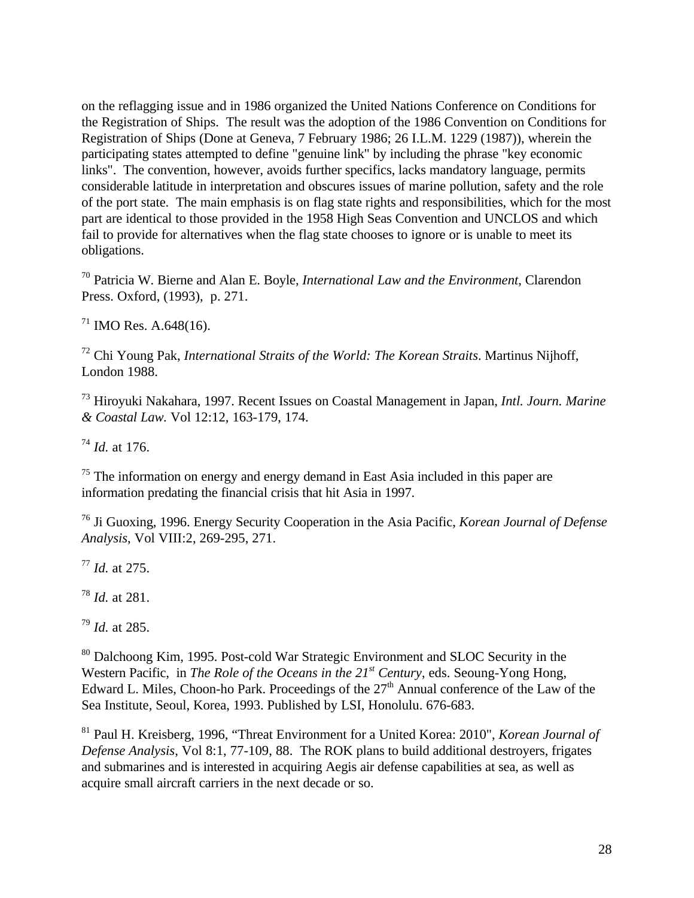on the reflagging issue and in 1986 organized the United Nations Conference on Conditions for the Registration of Ships. The result was the adoption of the 1986 Convention on Conditions for Registration of Ships (Done at Geneva, 7 February 1986; 26 I.L.M. 1229 (1987)), wherein the participating states attempted to define "genuine link" by including the phrase "key economic links". The convention, however, avoids further specifics, lacks mandatory language, permits considerable latitude in interpretation and obscures issues of marine pollution, safety and the role of the port state. The main emphasis is on flag state rights and responsibilities, which for the most part are identical to those provided in the 1958 High Seas Convention and UNCLOS and which fail to provide for alternatives when the flag state chooses to ignore or is unable to meet its obligations.

[70] Patricia W. Bierne and Alan E. Boyle, *International Law and the Environment*, Clarendon Press. Oxford, (1993), p. 271.

[71] IMO Res. A.648(16).

[72] Chi Young Pak, *International Straits of the World: The Korean Straits*. Martinus Nijhoff, London 1988.

[73] Hiroyuki Nakahara, 1997. Recent Issues on Coastal Management in Japan, *Intl. Journ. Marine & Coastal Law.* Vol 12:12, 163-179, 174.

[74] *Id.* at 176.

[75] The information on energy and energy demand in East Asia included in this paper are information predating the financial crisis that hit Asia in 1997.

[76] Ji Guoxing, 1996. Energy Security Cooperation in the Asia Pacific, *Korean Journal of Defense Analysis*, Vol VIII:2, 269-295, 271.

[77] *Id.* at 275.

[78] *Id.* at 281.

[79] *Id.* at 285.

[80] Dalchoong Kim, 1995. Post-cold War Strategic Environment and SLOC Security in the Western Pacific, in *The Role of the Oceans in the 21st Century*, eds. Seoung-Yong Hong, Edward L. Miles, Choon-ho Park. Proceedings of the 27th Annual conference of the Law of the Sea Institute, Seoul, Korea, 1993. Published by LSI, Honolulu. 676-683.

[81] Paul H. Kreisberg, 1996, "Threat Environment for a United Korea: 2010", *Korean Journal of Defense Analysis*, Vol 8:1, 77-109, 88. The ROK plans to build additional destroyers, frigates and submarines and is interested in acquiring Aegis air defense capabilities at sea, as well as acquire small aircraft carriers in the next decade or so.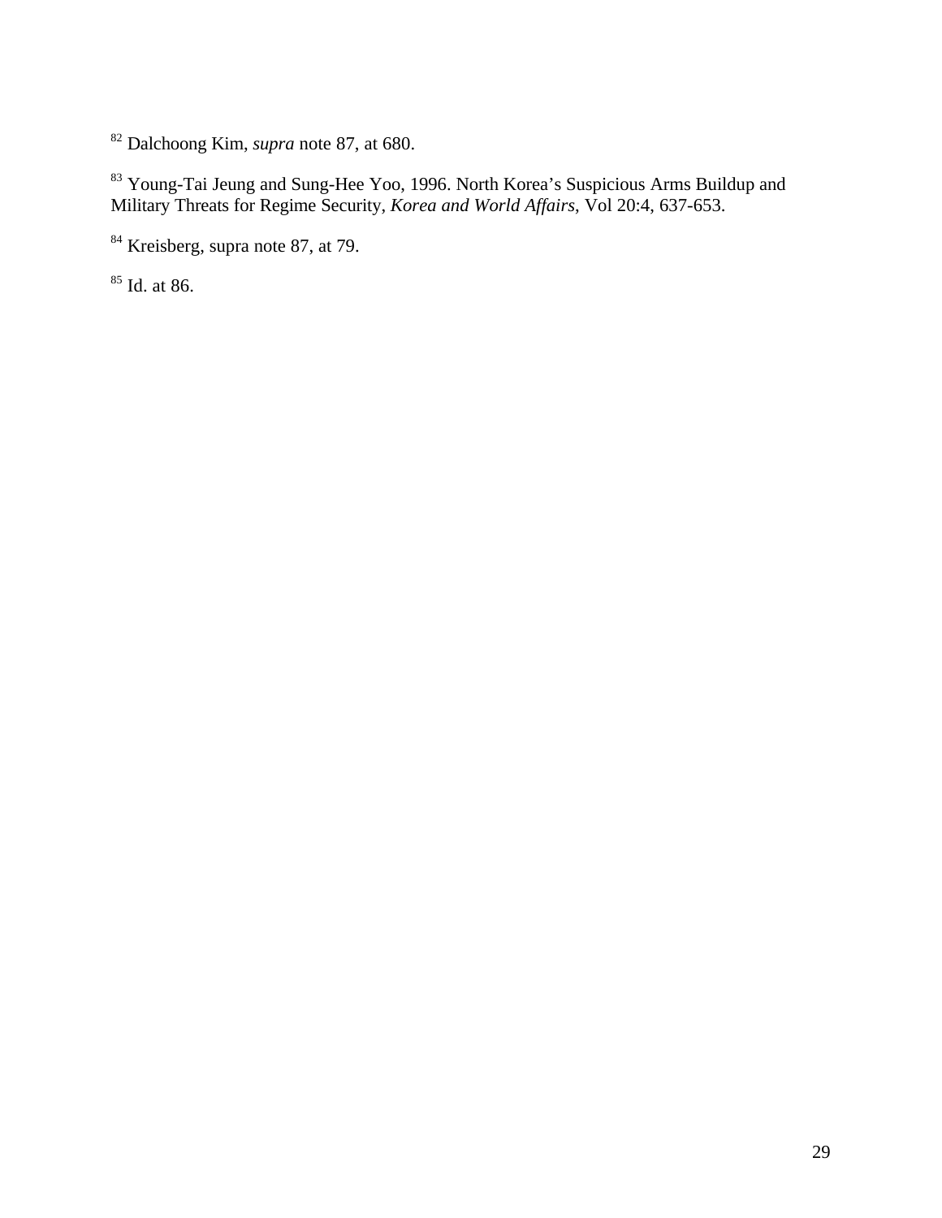[82] Dalchoong Kim, *supra* note 87, at 680.

[83] Young-Tai Jeung and Sung-Hee Yoo, 1996. North Korea's Suspicious Arms Buildup and Military Threats for Regime Security, *Korea and World Affairs*, Vol 20:4, 637-653.

[84] Kreisberg, supra note 87, at 79.

[85] Id. at 86.